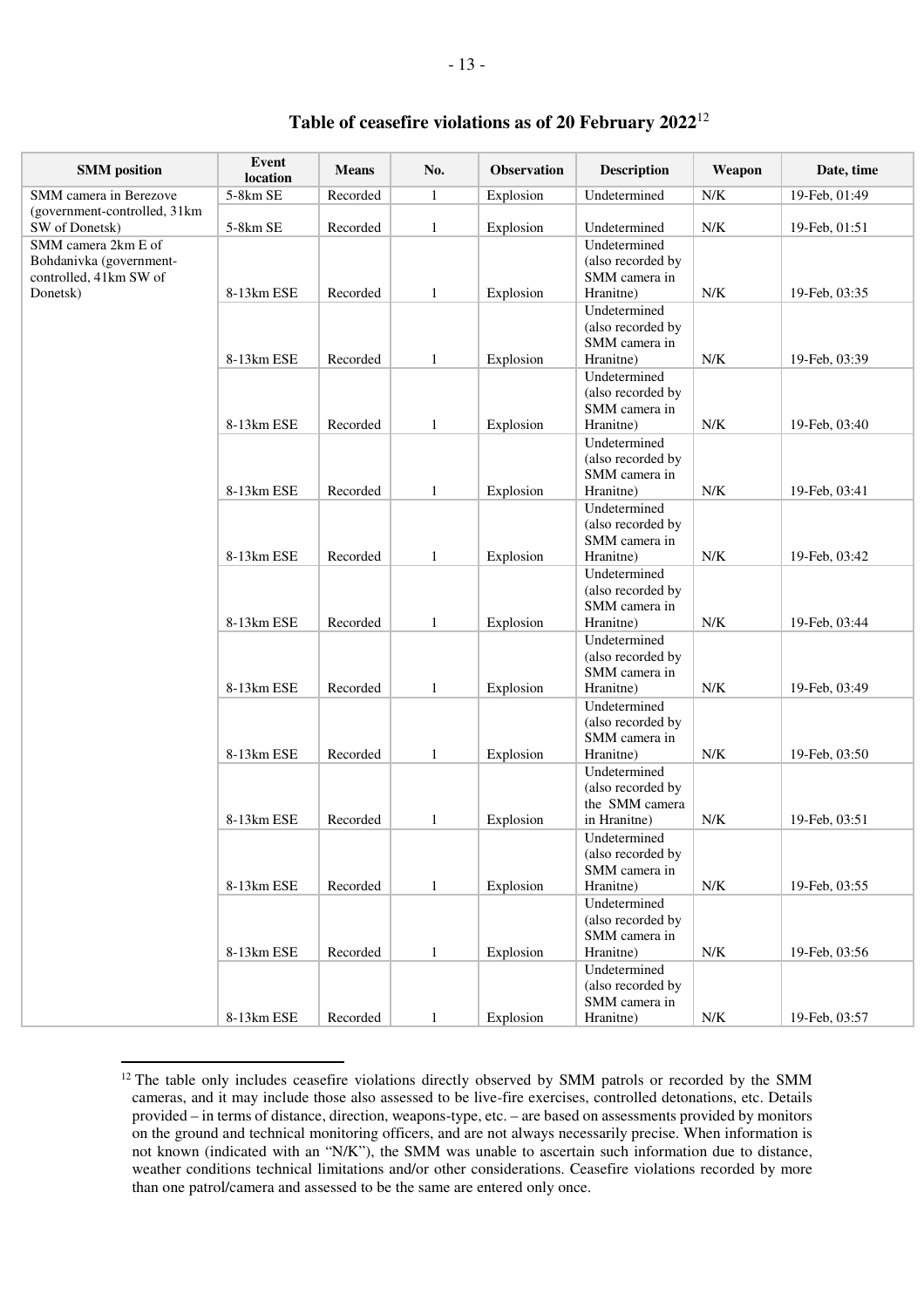## Table of ceasefire violations as of 20 February 2022[12]

| SMM position | Event location | Means | No. | Observation | Description | Weapon | Date, time |
|---|---|---|---|---|---|---|---|
| SMM camera in Berezove (government-controlled, 31km SW of Donetsk) | 5-8km SE | Recorded | 1 | Explosion | Undetermined | N/K | 19-Feb, 01:49 |
| | 5-8km SE | Recorded | 1 | Explosion | Undetermined | N/K | 19-Feb, 01:51 |
| SMM camera 2km E of Bohdanivka (government-controlled, 41km SW of Donetsk) | 8-13km ESE | Recorded | 1 | Explosion | Undetermined (also recorded by SMM camera in Hranitne) | N/K | 19-Feb, 03:35 |
| | 8-13km ESE | Recorded | 1 | Explosion | Undetermined (also recorded by SMM camera in Hranitne) | N/K | 19-Feb, 03:39 |
| | 8-13km ESE | Recorded | 1 | Explosion | Undetermined (also recorded by SMM camera in Hranitne) | N/K | 19-Feb, 03:40 |
| | 8-13km ESE | Recorded | 1 | Explosion | Undetermined (also recorded by SMM camera in Hranitne) | N/K | 19-Feb, 03:41 |
| | 8-13km ESE | Recorded | 1 | Explosion | Undetermined (also recorded by SMM camera in Hranitne) | N/K | 19-Feb, 03:42 |
| | 8-13km ESE | Recorded | 1 | Explosion | Undetermined (also recorded by SMM camera in Hranitne) | N/K | 19-Feb, 03:44 |
| | 8-13km ESE | Recorded | 1 | Explosion | Undetermined (also recorded by SMM camera in Hranitne) | N/K | 19-Feb, 03:49 |
| | 8-13km ESE | Recorded | 1 | Explosion | Undetermined (also recorded by SMM camera in Hranitne) | N/K | 19-Feb, 03:50 |
| | 8-13km ESE | Recorded | 1 | Explosion | Undetermined (also recorded by the SMM camera in Hranitne) | N/K | 19-Feb, 03:51 |
| | 8-13km ESE | Recorded | 1 | Explosion | Undetermined (also recorded by SMM camera in Hranitne) | N/K | 19-Feb, 03:55 |
| | 8-13km ESE | Recorded | 1 | Explosion | Undetermined (also recorded by SMM camera in Hranitne) | N/K | 19-Feb, 03:56 |
| | 8-13km ESE | Recorded | 1 | Explosion | Undetermined (also recorded by SMM camera in Hranitne) | N/K | 19-Feb, 03:57 |

[12] The table only includes ceasefire violations directly observed by SMM patrols or recorded by the SMM cameras, and it may include those also assessed to be live-fire exercises, controlled detonations, etc. Details provided – in terms of distance, direction, weapons-type, etc. – are based on assessments provided by monitors on the ground and technical monitoring officers, and are not always necessarily precise. When information is not known (indicated with an "N/K"), the SMM was unable to ascertain such information due to distance, weather conditions technical limitations and/or other considerations. Ceasefire violations recorded by more than one patrol/camera and assessed to be the same are entered only once.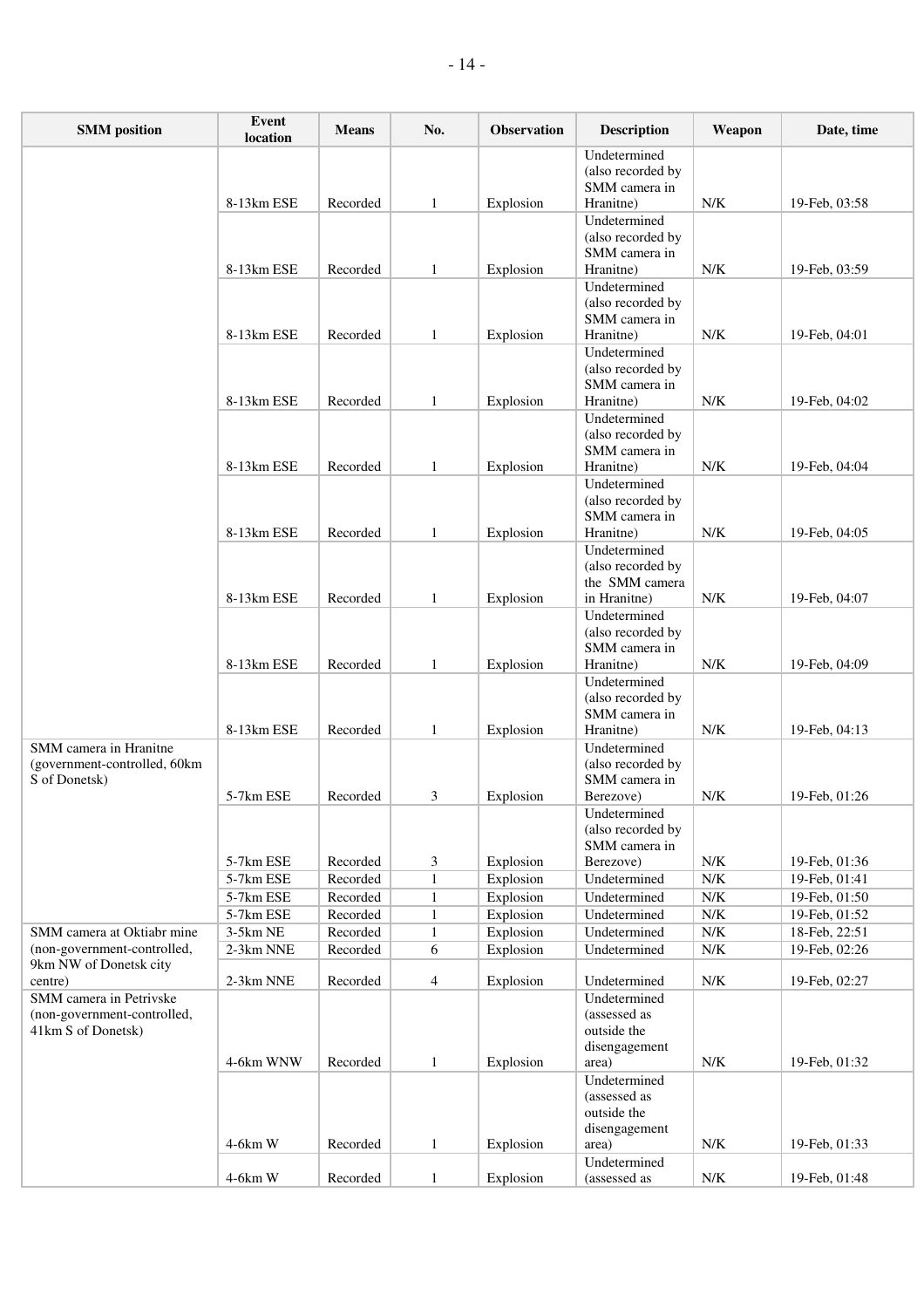| SMM position | Event location | Means | No. | Observation | Description | Weapon | Date, time |
|---|---|---|---|---|---|---|---|
| | 8-13km ESE | Recorded | 1 | Explosion | Undetermined (also recorded by SMM camera in Hranitne) | N/K | 19-Feb, 03:58 |
| | 8-13km ESE | Recorded | 1 | Explosion | Undetermined (also recorded by SMM camera in Hranitne) | N/K | 19-Feb, 03:59 |
| | 8-13km ESE | Recorded | 1 | Explosion | Undetermined (also recorded by SMM camera in Hranitne) | N/K | 19-Feb, 04:01 |
| | 8-13km ESE | Recorded | 1 | Explosion | Undetermined (also recorded by SMM camera in Hranitne) | N/K | 19-Feb, 04:02 |
| | 8-13km ESE | Recorded | 1 | Explosion | Undetermined (also recorded by SMM camera in Hranitne) | N/K | 19-Feb, 04:04 |
| | 8-13km ESE | Recorded | 1 | Explosion | Undetermined (also recorded by SMM camera in Hranitne) | N/K | 19-Feb, 04:05 |
| | 8-13km ESE | Recorded | 1 | Explosion | Undetermined (also recorded by the SMM camera in Hranitne) | N/K | 19-Feb, 04:07 |
| | 8-13km ESE | Recorded | 1 | Explosion | Undetermined (also recorded by SMM camera in Hranitne) | N/K | 19-Feb, 04:09 |
| | 8-13km ESE | Recorded | 1 | Explosion | Undetermined (also recorded by SMM camera in Hranitne) | N/K | 19-Feb, 04:13 |
| SMM camera in Hranitne (government-controlled, 60km S of Donetsk) | 5-7km ESE | Recorded | 3 | Explosion | Undetermined (also recorded by SMM camera in Berezove) | N/K | 19-Feb, 01:26 |
| | 5-7km ESE | Recorded | 3 | Explosion | Undetermined (also recorded by SMM camera in Berezove) | N/K | 19-Feb, 01:36 |
| | 5-7km ESE | Recorded | 1 | Explosion | Undetermined | N/K | 19-Feb, 01:41 |
| | 5-7km ESE | Recorded | 1 | Explosion | Undetermined | N/K | 19-Feb, 01:50 |
| | 5-7km ESE | Recorded | 1 | Explosion | Undetermined | N/K | 19-Feb, 01:52 |
| SMM camera at Oktiabr mine (non-government-controlled, 9km NW of Donetsk city centre) | 3-5km NE | Recorded | 1 | Explosion | Undetermined | N/K | 18-Feb, 22:51 |
| | 2-3km NNE | Recorded | 6 | Explosion | Undetermined | N/K | 19-Feb, 02:26 |
| | 2-3km NNE | Recorded | 4 | Explosion | Undetermined | N/K | 19-Feb, 02:27 |
| SMM camera in Petrivske (non-government-controlled, 41km S of Donetsk) | 4-6km WNW | Recorded | 1 | Explosion | Undetermined (assessed as outside the disengagement area) | N/K | 19-Feb, 01:32 |
| | 4-6km W | Recorded | 1 | Explosion | Undetermined (assessed as outside the disengagement area) | N/K | 19-Feb, 01:33 |
| | 4-6km W | Recorded | 1 | Explosion | Undetermined (assessed as | N/K | 19-Feb, 01:48 |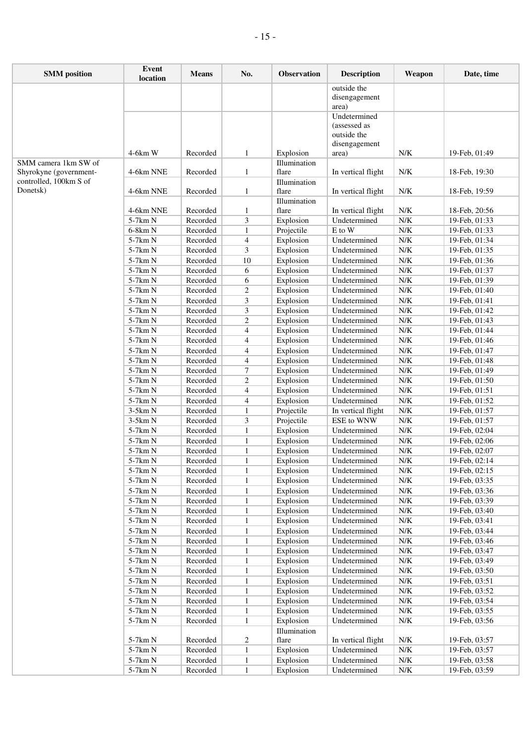| SMM position | Event location | Means | No. | Observation | Description | Weapon | Date, time |
|---|---|---|---|---|---|---|---|
| | | | | | outside the disengagement area) | | |
| | 4-6km W | Recorded | 1 | Explosion | Undetermined (assessed as outside the disengagement area) | N/K | 19-Feb, 01:49 |
| SMM camera 1km SW of Shyrokyne (government-controlled, 100km S of Donetsk) | 4-6km NNE | Recorded | 1 | Illumination flare | In vertical flight | N/K | 18-Feb, 19:30 |
| | 4-6km NNE | Recorded | 1 | Illumination flare | In vertical flight | N/K | 18-Feb, 19:59 |
| | 4-6km NNE | Recorded | 1 | Illumination flare | In vertical flight | N/K | 18-Feb, 20:56 |
| | 5-7km N | Recorded | 3 | Explosion | Undetermined | N/K | 19-Feb, 01:33 |
| | 6-8km N | Recorded | 1 | Projectile | E to W | N/K | 19-Feb, 01:33 |
| | 5-7km N | Recorded | 4 | Explosion | Undetermined | N/K | 19-Feb, 01:34 |
| | 5-7km N | Recorded | 3 | Explosion | Undetermined | N/K | 19-Feb, 01:35 |
| | 5-7km N | Recorded | 10 | Explosion | Undetermined | N/K | 19-Feb, 01:36 |
| | 5-7km N | Recorded | 6 | Explosion | Undetermined | N/K | 19-Feb, 01:37 |
| | 5-7km N | Recorded | 6 | Explosion | Undetermined | N/K | 19-Feb, 01:39 |
| | 5-7km N | Recorded | 2 | Explosion | Undetermined | N/K | 19-Feb, 01:40 |
| | 5-7km N | Recorded | 3 | Explosion | Undetermined | N/K | 19-Feb, 01:41 |
| | 5-7km N | Recorded | 3 | Explosion | Undetermined | N/K | 19-Feb, 01:42 |
| | 5-7km N | Recorded | 2 | Explosion | Undetermined | N/K | 19-Feb, 01:43 |
| | 5-7km N | Recorded | 4 | Explosion | Undetermined | N/K | 19-Feb, 01:44 |
| | 5-7km N | Recorded | 4 | Explosion | Undetermined | N/K | 19-Feb, 01:46 |
| | 5-7km N | Recorded | 4 | Explosion | Undetermined | N/K | 19-Feb, 01:47 |
| | 5-7km N | Recorded | 4 | Explosion | Undetermined | N/K | 19-Feb, 01:48 |
| | 5-7km N | Recorded | 7 | Explosion | Undetermined | N/K | 19-Feb, 01:49 |
| | 5-7km N | Recorded | 2 | Explosion | Undetermined | N/K | 19-Feb, 01:50 |
| | 5-7km N | Recorded | 4 | Explosion | Undetermined | N/K | 19-Feb, 01:51 |
| | 5-7km N | Recorded | 4 | Explosion | Undetermined | N/K | 19-Feb, 01:52 |
| | 3-5km N | Recorded | 1 | Projectile | In vertical flight | N/K | 19-Feb, 01:57 |
| | 3-5km N | Recorded | 3 | Projectile | ESE to WNW | N/K | 19-Feb, 01:57 |
| | 5-7km N | Recorded | 1 | Explosion | Undetermined | N/K | 19-Feb, 02:04 |
| | 5-7km N | Recorded | 1 | Explosion | Undetermined | N/K | 19-Feb, 02:06 |
| | 5-7km N | Recorded | 1 | Explosion | Undetermined | N/K | 19-Feb, 02:07 |
| | 5-7km N | Recorded | 1 | Explosion | Undetermined | N/K | 19-Feb, 02:14 |
| | 5-7km N | Recorded | 1 | Explosion | Undetermined | N/K | 19-Feb, 02:15 |
| | 5-7km N | Recorded | 1 | Explosion | Undetermined | N/K | 19-Feb, 03:35 |
| | 5-7km N | Recorded | 1 | Explosion | Undetermined | N/K | 19-Feb, 03:36 |
| | 5-7km N | Recorded | 1 | Explosion | Undetermined | N/K | 19-Feb, 03:39 |
| | 5-7km N | Recorded | 1 | Explosion | Undetermined | N/K | 19-Feb, 03:40 |
| | 5-7km N | Recorded | 1 | Explosion | Undetermined | N/K | 19-Feb, 03:41 |
| | 5-7km N | Recorded | 1 | Explosion | Undetermined | N/K | 19-Feb, 03:44 |
| | 5-7km N | Recorded | 1 | Explosion | Undetermined | N/K | 19-Feb, 03:46 |
| | 5-7km N | Recorded | 1 | Explosion | Undetermined | N/K | 19-Feb, 03:47 |
| | 5-7km N | Recorded | 1 | Explosion | Undetermined | N/K | 19-Feb, 03:49 |
| | 5-7km N | Recorded | 1 | Explosion | Undetermined | N/K | 19-Feb, 03:50 |
| | 5-7km N | Recorded | 1 | Explosion | Undetermined | N/K | 19-Feb, 03:51 |
| | 5-7km N | Recorded | 1 | Explosion | Undetermined | N/K | 19-Feb, 03:52 |
| | 5-7km N | Recorded | 1 | Explosion | Undetermined | N/K | 19-Feb, 03:54 |
| | 5-7km N | Recorded | 1 | Explosion | Undetermined | N/K | 19-Feb, 03:55 |
| | 5-7km N | Recorded | 1 | Explosion | Undetermined | N/K | 19-Feb, 03:56 |
| | 5-7km N | Recorded | 2 | Illumination flare | In vertical flight | N/K | 19-Feb, 03:57 |
| | 5-7km N | Recorded | 1 | Explosion | Undetermined | N/K | 19-Feb, 03:57 |
| | 5-7km N | Recorded | 1 | Explosion | Undetermined | N/K | 19-Feb, 03:58 |
| | 5-7km N | Recorded | 1 | Explosion | Undetermined | N/K | 19-Feb, 03:59 |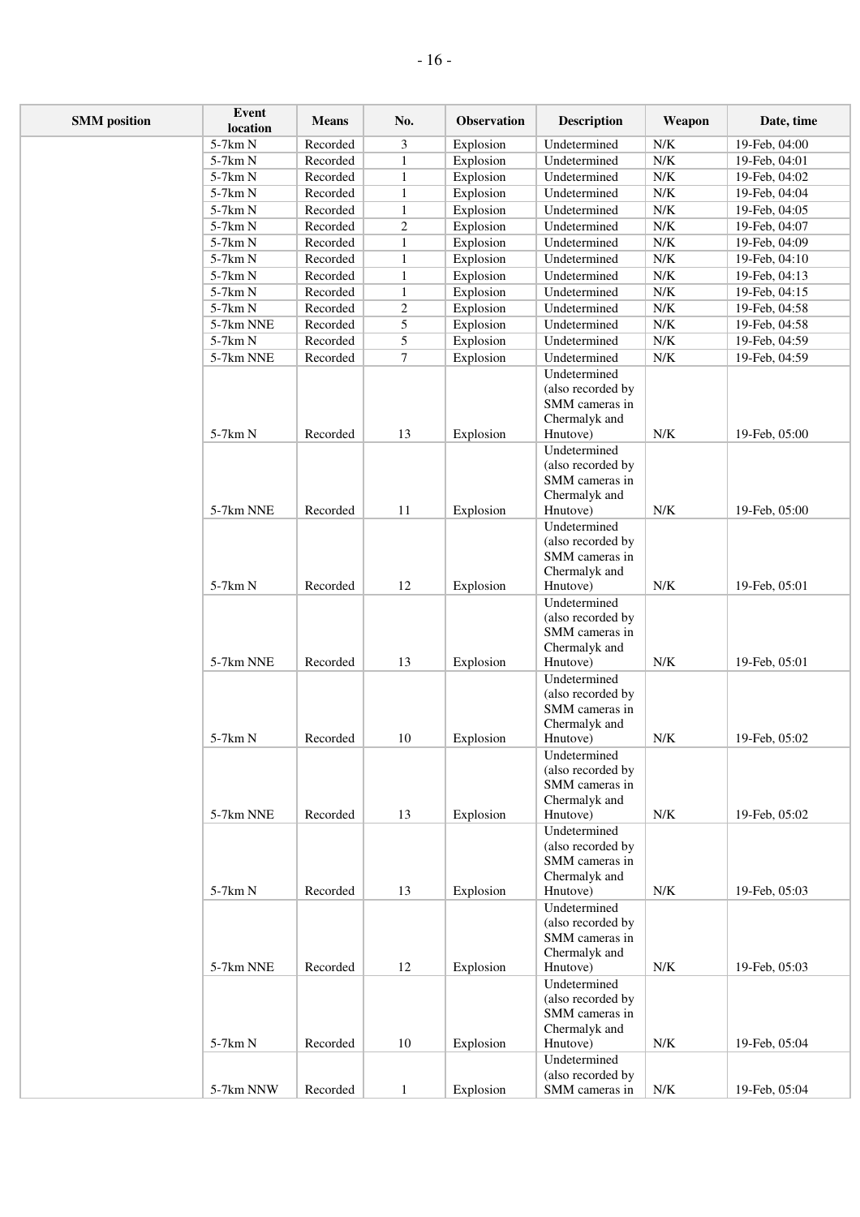| SMM position | Event location | Means | No. | Observation | Description | Weapon | Date, time |
|---|---|---|---|---|---|---|---|
| | 5-7km N | Recorded | 3 | Explosion | Undetermined | N/K | 19-Feb, 04:00 |
| | 5-7km N | Recorded | 1 | Explosion | Undetermined | N/K | 19-Feb, 04:01 |
| | 5-7km N | Recorded | 1 | Explosion | Undetermined | N/K | 19-Feb, 04:02 |
| | 5-7km N | Recorded | 1 | Explosion | Undetermined | N/K | 19-Feb, 04:04 |
| | 5-7km N | Recorded | 1 | Explosion | Undetermined | N/K | 19-Feb, 04:05 |
| | 5-7km N | Recorded | 2 | Explosion | Undetermined | N/K | 19-Feb, 04:07 |
| | 5-7km N | Recorded | 1 | Explosion | Undetermined | N/K | 19-Feb, 04:09 |
| | 5-7km N | Recorded | 1 | Explosion | Undetermined | N/K | 19-Feb, 04:10 |
| | 5-7km N | Recorded | 1 | Explosion | Undetermined | N/K | 19-Feb, 04:13 |
| | 5-7km N | Recorded | 1 | Explosion | Undetermined | N/K | 19-Feb, 04:15 |
| | 5-7km N | Recorded | 2 | Explosion | Undetermined | N/K | 19-Feb, 04:58 |
| | 5-7km NNE | Recorded | 5 | Explosion | Undetermined | N/K | 19-Feb, 04:58 |
| | 5-7km N | Recorded | 5 | Explosion | Undetermined | N/K | 19-Feb, 04:59 |
| | 5-7km NNE | Recorded | 7 | Explosion | Undetermined | N/K | 19-Feb, 04:59 |
| | 5-7km N | Recorded | 13 | Explosion | Undetermined (also recorded by SMM cameras in Chermalyk and Hnutove) | N/K | 19-Feb, 05:00 |
| | 5-7km NNE | Recorded | 11 | Explosion | Undetermined (also recorded by SMM cameras in Chermalyk and Hnutove) | N/K | 19-Feb, 05:00 |
| | 5-7km N | Recorded | 12 | Explosion | Undetermined (also recorded by SMM cameras in Chermalyk and Hnutove) | N/K | 19-Feb, 05:01 |
| | 5-7km NNE | Recorded | 13 | Explosion | Undetermined (also recorded by SMM cameras in Chermalyk and Hnutove) | N/K | 19-Feb, 05:01 |
| | 5-7km N | Recorded | 10 | Explosion | Undetermined (also recorded by SMM cameras in Chermalyk and Hnutove) | N/K | 19-Feb, 05:02 |
| | 5-7km NNE | Recorded | 13 | Explosion | Undetermined (also recorded by SMM cameras in Chermalyk and Hnutove) | N/K | 19-Feb, 05:02 |
| | 5-7km N | Recorded | 13 | Explosion | Undetermined (also recorded by SMM cameras in Chermalyk and Hnutove) | N/K | 19-Feb, 05:03 |
| | 5-7km NNE | Recorded | 12 | Explosion | Undetermined (also recorded by SMM cameras in Chermalyk and Hnutove) | N/K | 19-Feb, 05:03 |
| | 5-7km N | Recorded | 10 | Explosion | Undetermined (also recorded by SMM cameras in Chermalyk and Hnutove) | N/K | 19-Feb, 05:04 |
| | 5-7km NNW | Recorded | 1 | Explosion | Undetermined (also recorded by SMM cameras in | N/K | 19-Feb, 05:04 |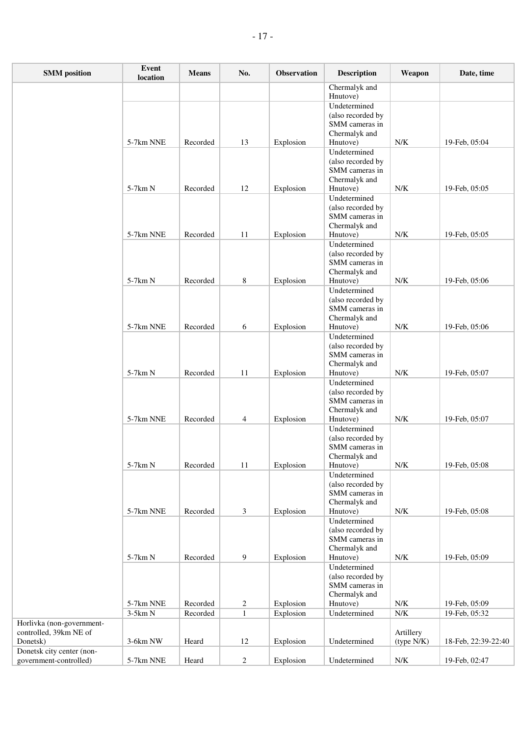| SMM position | Event location | Means | No. | Observation | Description | Weapon | Date, time |
|---|---|---|---|---|---|---|---|
| | | | | | Chermalyk and Hnutove) | | |
| | 5-7km NNE | Recorded | 13 | Explosion | Undetermined (also recorded by SMM cameras in Chermalyk and Hnutove) | N/K | 19-Feb, 05:04 |
| | 5-7km N | Recorded | 12 | Explosion | Undetermined (also recorded by SMM cameras in Chermalyk and Hnutove) | N/K | 19-Feb, 05:05 |
| | 5-7km NNE | Recorded | 11 | Explosion | Undetermined (also recorded by SMM cameras in Chermalyk and Hnutove) | N/K | 19-Feb, 05:05 |
| | 5-7km N | Recorded | 8 | Explosion | Undetermined (also recorded by SMM cameras in Chermalyk and Hnutove) | N/K | 19-Feb, 05:06 |
| | 5-7km NNE | Recorded | 6 | Explosion | Undetermined (also recorded by SMM cameras in Chermalyk and Hnutove) | N/K | 19-Feb, 05:06 |
| | 5-7km N | Recorded | 11 | Explosion | Undetermined (also recorded by SMM cameras in Chermalyk and Hnutove) | N/K | 19-Feb, 05:07 |
| | 5-7km NNE | Recorded | 4 | Explosion | Undetermined (also recorded by SMM cameras in Chermalyk and Hnutove) | N/K | 19-Feb, 05:07 |
| | 5-7km N | Recorded | 11 | Explosion | Undetermined (also recorded by SMM cameras in Chermalyk and Hnutove) | N/K | 19-Feb, 05:08 |
| | 5-7km NNE | Recorded | 3 | Explosion | Undetermined (also recorded by SMM cameras in Chermalyk and Hnutove) | N/K | 19-Feb, 05:08 |
| | 5-7km N | Recorded | 9 | Explosion | Undetermined (also recorded by SMM cameras in Chermalyk and Hnutove) | N/K | 19-Feb, 05:09 |
| | 5-7km NNE | Recorded | 2 | Explosion | Undetermined (also recorded by SMM cameras in Chermalyk and Hnutove) | N/K | 19-Feb, 05:09 |
| | 3-5km N | Recorded | 1 | Explosion | Undetermined | N/K | 19-Feb, 05:32 |
| Horlivka (non-government-controlled, 39km NE of Donetsk) | 3-6km NW | Heard | 12 | Explosion | Undetermined | Artillery (type N/K) | 18-Feb, 22:39-22:40 |
| Donetsk city center (non-government-controlled) | 5-7km NNE | Heard | 2 | Explosion | Undetermined | N/K | 19-Feb, 02:47 |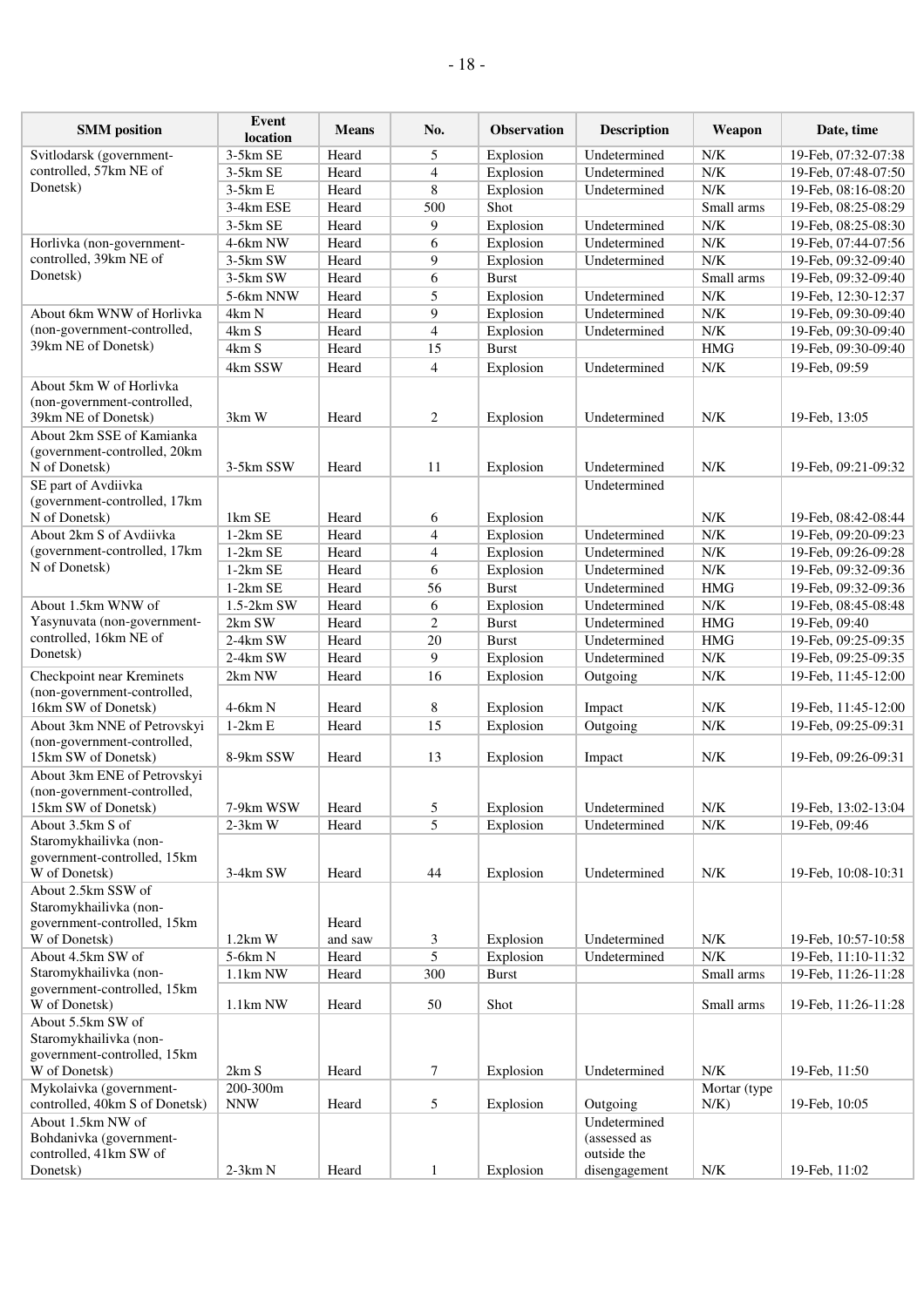| SMM position | Event location | Means | No. | Observation | Description | Weapon | Date, time |
|---|---|---|---|---|---|---|---|
| Svitlodarsk (government-controlled, 57km NE of Donetsk) | 3-5km SE | Heard | 5 | Explosion | Undetermined | N/K | 19-Feb, 07:32-07:38 |
| | 3-5km SE | Heard | 4 | Explosion | Undetermined | N/K | 19-Feb, 07:48-07:50 |
| | 3-5km E | Heard | 8 | Explosion | Undetermined | N/K | 19-Feb, 08:16-08:20 |
| | 3-4km ESE | Heard | 500 | Shot | | Small arms | 19-Feb, 08:25-08:29 |
| | 3-5km SE | Heard | 9 | Explosion | Undetermined | N/K | 19-Feb, 08:25-08:30 |
| Horlivka (non-government-controlled, 39km NE of Donetsk) | 4-6km NW | Heard | 6 | Explosion | Undetermined | N/K | 19-Feb, 07:44-07:56 |
| | 3-5km SW | Heard | 9 | Explosion | Undetermined | N/K | 19-Feb, 09:32-09:40 |
| | 3-5km SW | Heard | 6 | Burst | | Small arms | 19-Feb, 09:32-09:40 |
| | 5-6km NNW | Heard | 5 | Explosion | Undetermined | N/K | 19-Feb, 12:30-12:37 |
| About 6km WNW of Horlivka (non-government-controlled, 39km NE of Donetsk) | 4km N | Heard | 9 | Explosion | Undetermined | N/K | 19-Feb, 09:30-09:40 |
| | 4km S | Heard | 4 | Explosion | Undetermined | N/K | 19-Feb, 09:30-09:40 |
| | 4km S | Heard | 15 | Burst | | HMG | 19-Feb, 09:30-09:40 |
| | 4km SSW | Heard | 4 | Explosion | Undetermined | N/K | 19-Feb, 09:59 |
| About 5km W of Horlivka (non-government-controlled, 39km NE of Donetsk) | 3km W | Heard | 2 | Explosion | Undetermined | N/K | 19-Feb, 13:05 |
| About 2km SSE of Kamianka (government-controlled, 20km N of Donetsk) | 3-5km SSW | Heard | 11 | Explosion | Undetermined | N/K | 19-Feb, 09:21-09:32 |
| SE part of Avdiivka (government-controlled, 17km N of Donetsk) | 1km SE | Heard | 6 | Explosion | Undetermined | N/K | 19-Feb, 08:42-08:44 |
| About 2km S of Avdiivka (government-controlled, 17km N of Donetsk) | 1-2km SE | Heard | 4 | Explosion | Undetermined | N/K | 19-Feb, 09:20-09:23 |
| | 1-2km SE | Heard | 4 | Explosion | Undetermined | N/K | 19-Feb, 09:26-09:28 |
| | 1-2km SE | Heard | 6 | Explosion | Undetermined | N/K | 19-Feb, 09:32-09:36 |
| | 1-2km SE | Heard | 56 | Burst | Undetermined | HMG | 19-Feb, 09:32-09:36 |
| About 1.5km WNW of Yasynuvata (non-government-controlled, 16km NE of Donetsk) | 1.5-2km SW | Heard | 6 | Explosion | Undetermined | N/K | 19-Feb, 08:45-08:48 |
| | 2km SW | Heard | 2 | Burst | Undetermined | HMG | 19-Feb, 09:40 |
| | 2-4km SW | Heard | 20 | Burst | Undetermined | HMG | 19-Feb, 09:25-09:35 |
| | 2-4km SW | Heard | 9 | Explosion | Undetermined | N/K | 19-Feb, 09:25-09:35 |
| Checkpoint near Kreminets (non-government-controlled, 16km SW of Donetsk) | 2km NW | Heard | 16 | Explosion | Outgoing | N/K | 19-Feb, 11:45-12:00 |
| | 4-6km N | Heard | 8 | Explosion | Impact | N/K | 19-Feb, 11:45-12:00 |
| About 3km NNE of Petrovskyi (non-government-controlled, 15km SW of Donetsk) | 1-2km E | Heard | 15 | Explosion | Outgoing | N/K | 19-Feb, 09:25-09:31 |
| | 8-9km SSW | Heard | 13 | Explosion | Impact | N/K | 19-Feb, 09:26-09:31 |
| About 3km ENE of Petrovskyi (non-government-controlled, 15km SW of Donetsk) | 7-9km WSW | Heard | 5 | Explosion | Undetermined | N/K | 19-Feb, 13:02-13:04 |
| About 3.5km S of Staromykhailivka (non-government-controlled, 15km W of Donetsk) | 2-3km W | Heard | 5 | Explosion | Undetermined | N/K | 19-Feb, 09:46 |
| | 3-4km SW | Heard | 44 | Explosion | Undetermined | N/K | 19-Feb, 10:08-10:31 |
| About 2.5km SSW of Staromykhailivka (non-government-controlled, 15km W of Donetsk) | 1.2km W | Heard and saw | 3 | Explosion | Undetermined | N/K | 19-Feb, 10:57-10:58 |
| About 4.5km SW of Staromykhailivka (non-government-controlled, 15km W of Donetsk) | 5-6km N | Heard | 5 | Explosion | Undetermined | N/K | 19-Feb, 11:10-11:32 |
| | 1.1km NW | Heard | 300 | Burst | | Small arms | 19-Feb, 11:26-11:28 |
| | 1.1km NW | Heard | 50 | Shot | | Small arms | 19-Feb, 11:26-11:28 |
| About 5.5km SW of Staromykhailivka (non-government-controlled, 15km W of Donetsk) | 2km S | Heard | 7 | Explosion | Undetermined | N/K | 19-Feb, 11:50 |
| Mykolaivka (government-controlled, 40km S of Donetsk) | 200-300m NNW | Heard | 5 | Explosion | Outgoing | Mortar (type N/K) | 19-Feb, 10:05 |
| About 1.5km NW of Bohdanivka (government-controlled, 41km SW of Donetsk) | 2-3km N | Heard | 1 | Explosion | Undetermined (assessed as outside the disengagement | N/K | 19-Feb, 11:02 |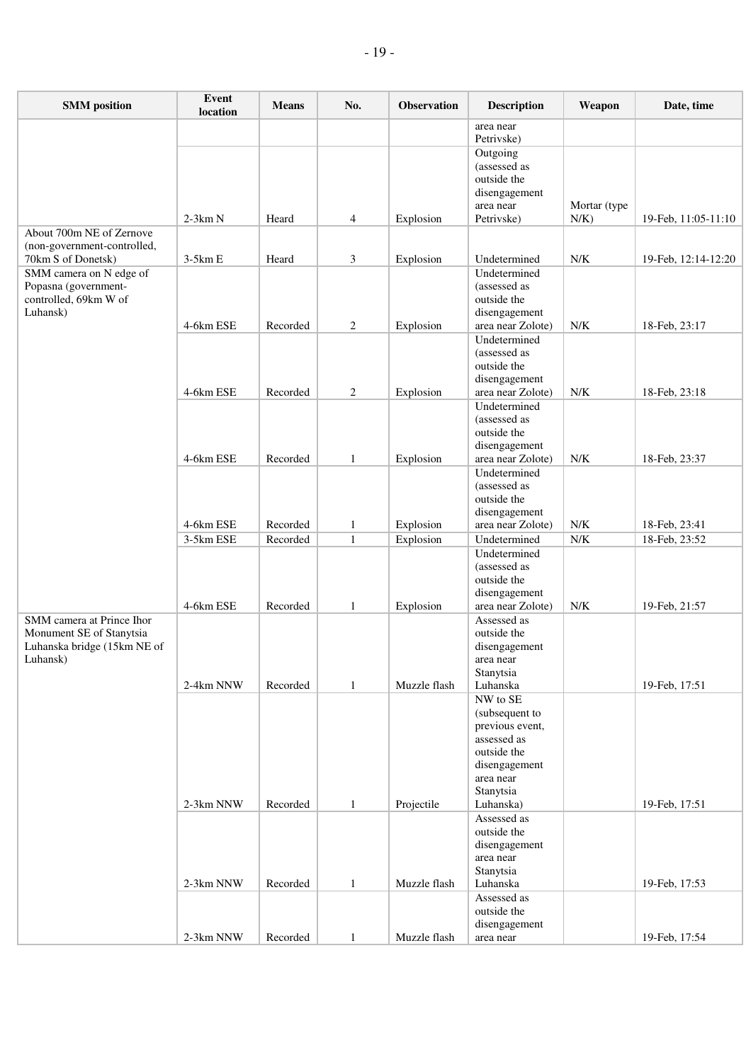| SMM position | Event location | Means | No. | Observation | Description | Weapon | Date, time |
|---|---|---|---|---|---|---|---|
| | | | | | area near Petrivske) | | |
| | 2-3km N | Heard | 4 | Explosion | Outgoing (assessed as outside the disengagement area near Petrivske) | Mortar (type N/K) | 19-Feb, 11:05-11:10 |
| About 700m NE of Zernove (non-government-controlled, 70km S of Donetsk) | 3-5km E | Heard | 3 | Explosion | Undetermined | N/K | 19-Feb, 12:14-12:20 |
| SMM camera on N edge of Popasna (government-controlled, 69km W of Luhansk) | 4-6km ESE | Recorded | 2 | Explosion | Undetermined (assessed as outside the disengagement area near Zolote) | N/K | 18-Feb, 23:17 |
| | 4-6km ESE | Recorded | 2 | Explosion | Undetermined (assessed as outside the disengagement area near Zolote) | N/K | 18-Feb, 23:18 |
| | 4-6km ESE | Recorded | 1 | Explosion | Undetermined (assessed as outside the disengagement area near Zolote) | N/K | 18-Feb, 23:37 |
| | 4-6km ESE | Recorded | 1 | Explosion | Undetermined (assessed as outside the disengagement area near Zolote) | N/K | 18-Feb, 23:41 |
| | 3-5km ESE | Recorded | 1 | Explosion | Undetermined | N/K | 18-Feb, 23:52 |
| | 4-6km ESE | Recorded | 1 | Explosion | Undetermined (assessed as outside the disengagement area near Zolote) | N/K | 19-Feb, 21:57 |
| SMM camera at Prince Ihor Monument SE of Stanytsia Luhanska bridge (15km NE of Luhansk) | 2-4km NNW | Recorded | 1 | Muzzle flash | Assessed as outside the disengagement area near Stanytsia Luhanska | | 19-Feb, 17:51 |
| | 2-3km NNW | Recorded | 1 | Projectile | NW to SE (subsequent to previous event, assessed as outside the disengagement area near Stanytsia Luhanska) | | 19-Feb, 17:51 |
| | 2-3km NNW | Recorded | 1 | Muzzle flash | Assessed as outside the disengagement area near Stanytsia Luhanska | | 19-Feb, 17:53 |
| | 2-3km NNW | Recorded | 1 | Muzzle flash | Assessed as outside the disengagement area near | | 19-Feb, 17:54 |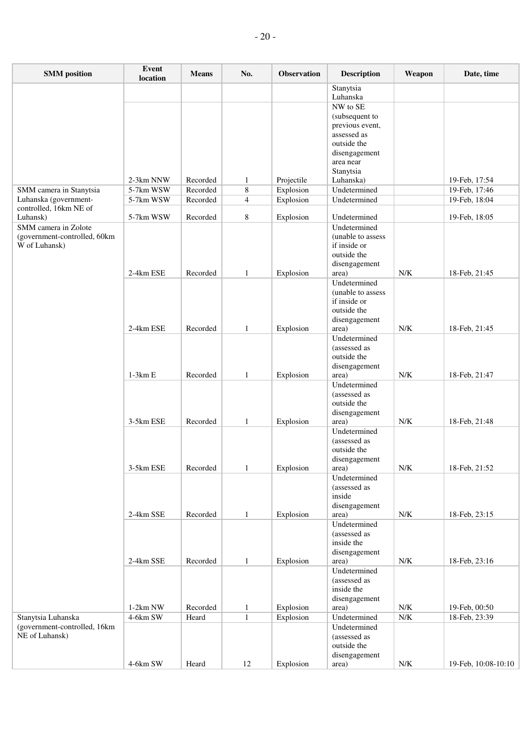| SMM position | Event location | Means | No. | Observation | Description | Weapon | Date, time |
|---|---|---|---|---|---|---|---|
| | | | | | Stanytsia Luhanska | | |
| | 2-3km NNW | Recorded | 1 | Projectile | NW to SE (subsequent to previous event, assessed as outside the disengagement area near Stanytsia Luhanska) | | 19-Feb, 17:54 |
| SMM camera in Stanytsia Luhanska (government-controlled, 16km NE of Luhansk) | 5-7km WSW | Recorded | 8 | Explosion | Undetermined | | 19-Feb, 17:46 |
| | 5-7km WSW | Recorded | 4 | Explosion | Undetermined | | 19-Feb, 18:04 |
| | 5-7km WSW | Recorded | 8 | Explosion | Undetermined | | 19-Feb, 18:05 |
| SMM camera in Zolote (government-controlled, 60km W of Luhansk) | 2-4km ESE | Recorded | 1 | Explosion | Undetermined (unable to assess if inside or outside the disengagement area) | N/K | 18-Feb, 21:45 |
| | 2-4km ESE | Recorded | 1 | Explosion | Undetermined (unable to assess if inside or outside the disengagement area) | N/K | 18-Feb, 21:45 |
| | 1-3km E | Recorded | 1 | Explosion | Undetermined (assessed as outside the disengagement area) | N/K | 18-Feb, 21:47 |
| | 3-5km ESE | Recorded | 1 | Explosion | Undetermined (assessed as outside the disengagement area) | N/K | 18-Feb, 21:48 |
| | 3-5km ESE | Recorded | 1 | Explosion | Undetermined (assessed as outside the disengagement area) | N/K | 18-Feb, 21:52 |
| | 2-4km SSE | Recorded | 1 | Explosion | Undetermined (assessed as inside disengagement area) | N/K | 18-Feb, 23:15 |
| | 2-4km SSE | Recorded | 1 | Explosion | Undetermined (assessed as inside the disengagement area) | N/K | 18-Feb, 23:16 |
| | 1-2km NW | Recorded | 1 | Explosion | Undetermined (assessed as inside the disengagement area) | N/K | 19-Feb, 00:50 |
| Stanytsia Luhanska (government-controlled, 16km NE of Luhansk) | 4-6km SW | Heard | 1 | Explosion | Undetermined | N/K | 18-Feb, 23:39 |
| | 4-6km SW | Heard | 12 | Explosion | Undetermined (assessed as outside the disengagement area) | N/K | 19-Feb, 10:08-10:10 |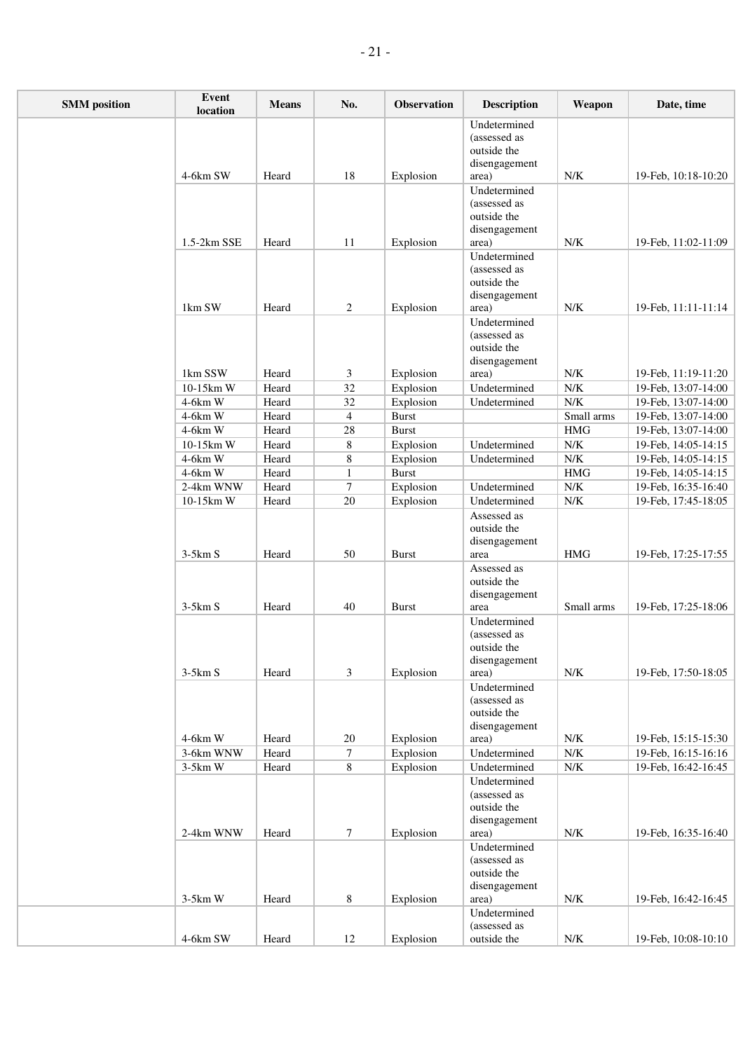| SMM position | Event location | Means | No. | Observation | Description | Weapon | Date, time |
|---|---|---|---|---|---|---|---|
| | 4-6km SW | Heard | 18 | Explosion | Undetermined (assessed as outside the disengagement area) | N/K | 19-Feb, 10:18-10:20 |
| | 1.5-2km SSE | Heard | 11 | Explosion | Undetermined (assessed as outside the disengagement area) | N/K | 19-Feb, 11:02-11:09 |
| | 1km SW | Heard | 2 | Explosion | Undetermined (assessed as outside the disengagement area) | N/K | 19-Feb, 11:11-11:14 |
| | 1km SSW | Heard | 3 | Explosion | Undetermined (assessed as outside the disengagement area) | N/K | 19-Feb, 11:19-11:20 |
| | 10-15km W | Heard | 32 | Explosion | Undetermined | N/K | 19-Feb, 13:07-14:00 |
| | 4-6km W | Heard | 32 | Explosion | Undetermined | N/K | 19-Feb, 13:07-14:00 |
| | 4-6km W | Heard | 4 | Burst | | Small arms | 19-Feb, 13:07-14:00 |
| | 4-6km W | Heard | 28 | Burst | | HMG | 19-Feb, 13:07-14:00 |
| | 10-15km W | Heard | 8 | Explosion | Undetermined | N/K | 19-Feb, 14:05-14:15 |
| | 4-6km W | Heard | 8 | Explosion | Undetermined | N/K | 19-Feb, 14:05-14:15 |
| | 4-6km W | Heard | 1 | Burst | | HMG | 19-Feb, 14:05-14:15 |
| | 2-4km WNW | Heard | 7 | Explosion | Undetermined | N/K | 19-Feb, 16:35-16:40 |
| | 10-15km W | Heard | 20 | Explosion | Undetermined | N/K | 19-Feb, 17:45-18:05 |
| | 3-5km S | Heard | 50 | Burst | Assessed as outside the disengagement area | HMG | 19-Feb, 17:25-17:55 |
| | 3-5km S | Heard | 40 | Burst | Assessed as outside the disengagement area | Small arms | 19-Feb, 17:25-18:06 |
| | 3-5km S | Heard | 3 | Explosion | Undetermined (assessed as outside the disengagement area) | N/K | 19-Feb, 17:50-18:05 |
| | 4-6km W | Heard | 20 | Explosion | Undetermined (assessed as outside the disengagement area) | N/K | 19-Feb, 15:15-15:30 |
| | 3-6km WNW | Heard | 7 | Explosion | Undetermined | N/K | 19-Feb, 16:15-16:16 |
| | 3-5km W | Heard | 8 | Explosion | Undetermined | N/K | 19-Feb, 16:42-16:45 |
| | 2-4km WNW | Heard | 7 | Explosion | Undetermined (assessed as outside the disengagement area) | N/K | 19-Feb, 16:35-16:40 |
| | 3-5km W | Heard | 8 | Explosion | Undetermined (assessed as outside the disengagement area) | N/K | 19-Feb, 16:42-16:45 |
| | 4-6km SW | Heard | 12 | Explosion | Undetermined (assessed as outside the | N/K | 19-Feb, 10:08-10:10 |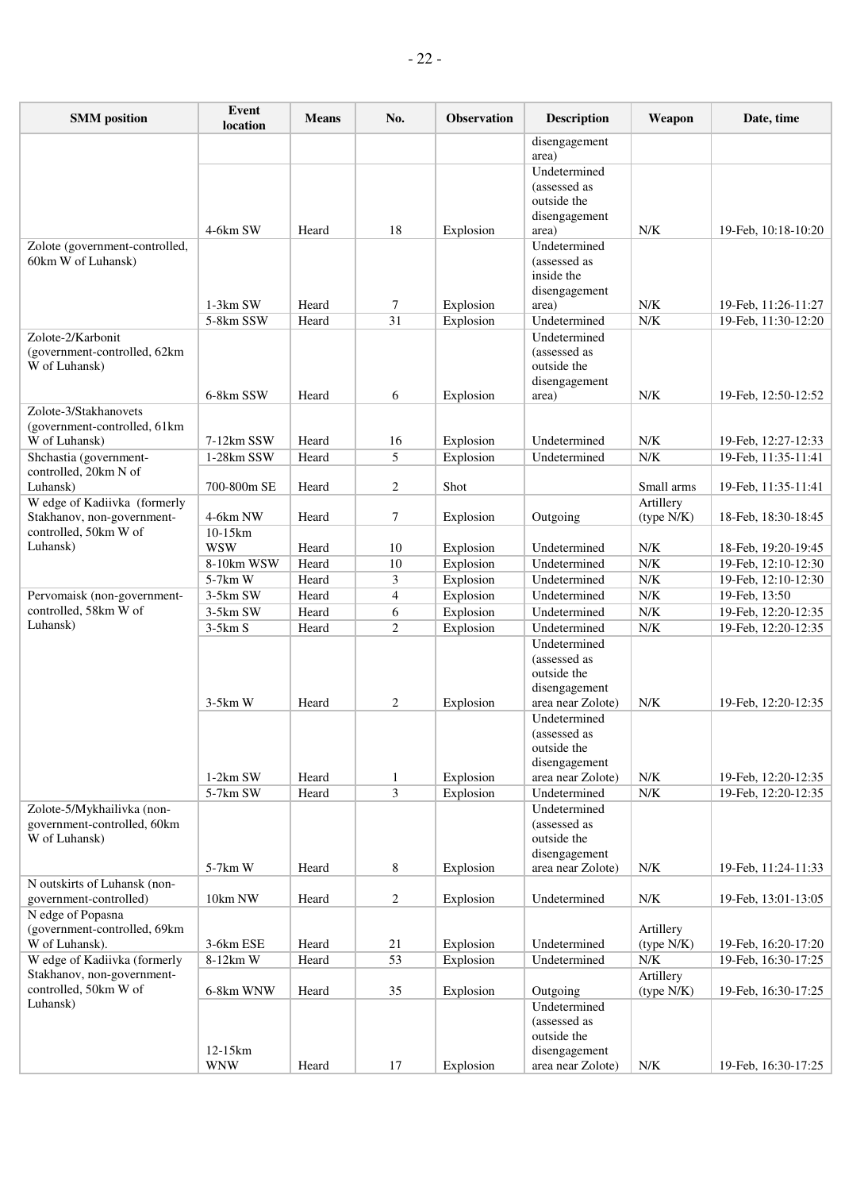| SMM position | Event location | Means | No. | Observation | Description | Weapon | Date, time |
|---|---|---|---|---|---|---|---|
| | | | | | disengagement area) | | |
| | 4-6km SW | Heard | 18 | Explosion | Undetermined (assessed as outside the disengagement area) | N/K | 19-Feb, 10:18-10:20 |
| Zolote (government-controlled, 60km W of Luhansk) | 1-3km SW | Heard | 7 | Explosion | Undetermined (assessed as inside the disengagement area) | N/K | 19-Feb, 11:26-11:27 |
| | 5-8km SSW | Heard | 31 | Explosion | Undetermined | N/K | 19-Feb, 11:30-12:20 |
| Zolote-2/Karbonit (government-controlled, 62km W of Luhansk) | 6-8km SSW | Heard | 6 | Explosion | Undetermined (assessed as outside the disengagement area) | N/K | 19-Feb, 12:50-12:52 |
| Zolote-3/Stakhanovets (government-controlled, 61km W of Luhansk) | 7-12km SSW | Heard | 16 | Explosion | Undetermined | N/K | 19-Feb, 12:27-12:33 |
| Shchastia (government-controlled, 20km N of Luhansk) | 1-28km SSW | Heard | 5 | Explosion | Undetermined | N/K | 19-Feb, 11:35-11:41 |
| | 700-800m SE | Heard | 2 | Shot | | Small arms | 19-Feb, 11:35-11:41 |
| W edge of Kadiivka (formerly Stakhanov, non-government-controlled, 50km W of Luhansk) | 4-6km NW | Heard | 7 | Explosion | Outgoing | Artillery (type N/K) | 18-Feb, 18:30-18:45 |
| | 10-15km WSW | Heard | 10 | Explosion | Undetermined | N/K | 18-Feb, 19:20-19:45 |
| | 8-10km WSW | Heard | 10 | Explosion | Undetermined | N/K | 19-Feb, 12:10-12:30 |
| | 5-7km W | Heard | 3 | Explosion | Undetermined | N/K | 19-Feb, 12:10-12:30 |
| Pervomaisk (non-government-controlled, 58km W of Luhansk) | 3-5km SW | Heard | 4 | Explosion | Undetermined | N/K | 19-Feb, 13:50 |
| | 3-5km SW | Heard | 6 | Explosion | Undetermined | N/K | 19-Feb, 12:20-12:35 |
| | 3-5km S | Heard | 2 | Explosion | Undetermined | N/K | 19-Feb, 12:20-12:35 |
| | 3-5km W | Heard | 2 | Explosion | Undetermined (assessed as outside the disengagement area near Zolote) | N/K | 19-Feb, 12:20-12:35 |
| | 1-2km SW | Heard | 1 | Explosion | Undetermined (assessed as outside the disengagement area near Zolote) | N/K | 19-Feb, 12:20-12:35 |
| | 5-7km SW | Heard | 3 | Explosion | Undetermined | N/K | 19-Feb, 12:20-12:35 |
| Zolote-5/Mykhailivka (non-government-controlled, 60km W of Luhansk) | 5-7km W | Heard | 8 | Explosion | Undetermined (assessed as outside the disengagement area near Zolote) | N/K | 19-Feb, 11:24-11:33 |
| N outskirts of Luhansk (non-government-controlled) | 10km NW | Heard | 2 | Explosion | Undetermined | N/K | 19-Feb, 13:01-13:05 |
| N edge of Popasna (government-controlled, 69km W of Luhansk). | 3-6km ESE | Heard | 21 | Explosion | Undetermined | Artillery (type N/K) | 19-Feb, 16:20-17:20 |
| W edge of Kadiivka (formerly Stakhanov, non-government-controlled, 50km W of Luhansk) | 8-12km W | Heard | 53 | Explosion | Undetermined | N/K | 19-Feb, 16:30-17:25 |
| | 6-8km WNW | Heard | 35 | Explosion | Outgoing | Artillery (type N/K) | 19-Feb, 16:30-17:25 |
| | 12-15km WNW | Heard | 17 | Explosion | Undetermined (assessed as outside the disengagement area near Zolote) | N/K | 19-Feb, 16:30-17:25 |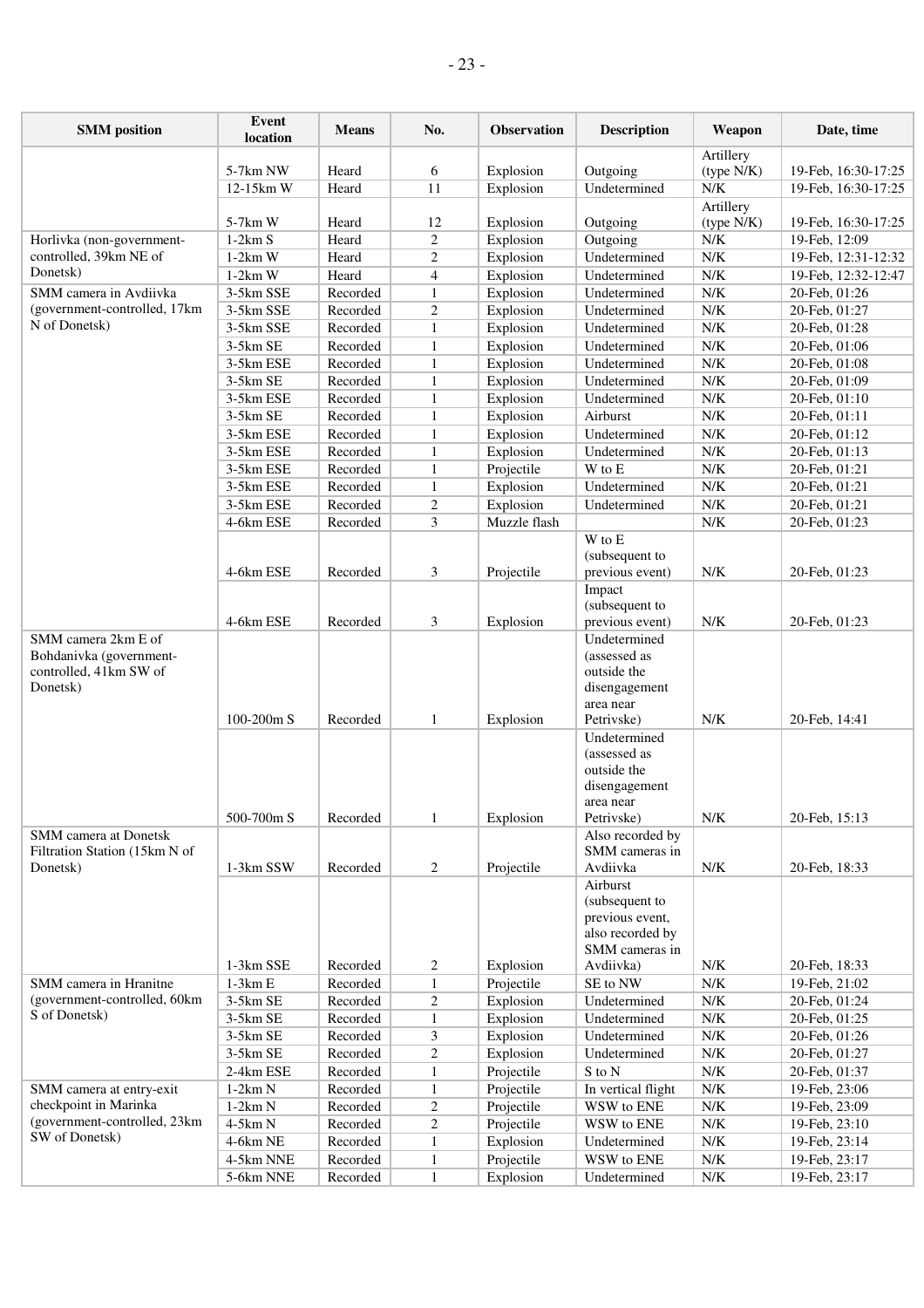| SMM position | Event location | Means | No. | Observation | Description | Weapon | Date, time |
|---|---|---|---|---|---|---|---|
| | 5-7km NW | Heard | 6 | Explosion | Outgoing | Artillery (type N/K) | 19-Feb, 16:30-17:25 |
| | 12-15km W | Heard | 11 | Explosion | Undetermined | N/K | 19-Feb, 16:30-17:25 |
| | 5-7km W | Heard | 12 | Explosion | Outgoing | Artillery (type N/K) | 19-Feb, 16:30-17:25 |
| Horlivka (non-government-controlled, 39km NE of Donetsk) | 1-2km S | Heard | 2 | Explosion | Outgoing | N/K | 19-Feb, 12:09 |
| | 1-2km W | Heard | 2 | Explosion | Undetermined | N/K | 19-Feb, 12:31-12:32 |
| | 1-2km W | Heard | 4 | Explosion | Undetermined | N/K | 19-Feb, 12:32-12:47 |
| SMM camera in Avdiivka (government-controlled, 17km N of Donetsk) | 3-5km SSE | Recorded | 1 | Explosion | Undetermined | N/K | 20-Feb, 01:26 |
| | 3-5km SSE | Recorded | 2 | Explosion | Undetermined | N/K | 20-Feb, 01:27 |
| | 3-5km SSE | Recorded | 1 | Explosion | Undetermined | N/K | 20-Feb, 01:28 |
| | 3-5km SE | Recorded | 1 | Explosion | Undetermined | N/K | 20-Feb, 01:06 |
| | 3-5km ESE | Recorded | 1 | Explosion | Undetermined | N/K | 20-Feb, 01:08 |
| | 3-5km SE | Recorded | 1 | Explosion | Undetermined | N/K | 20-Feb, 01:09 |
| | 3-5km ESE | Recorded | 1 | Explosion | Undetermined | N/K | 20-Feb, 01:10 |
| | 3-5km SE | Recorded | 1 | Explosion | Airburst | N/K | 20-Feb, 01:11 |
| | 3-5km ESE | Recorded | 1 | Explosion | Undetermined | N/K | 20-Feb, 01:12 |
| | 3-5km ESE | Recorded | 1 | Explosion | Undetermined | N/K | 20-Feb, 01:13 |
| | 3-5km ESE | Recorded | 1 | Projectile | W to E | N/K | 20-Feb, 01:21 |
| | 3-5km ESE | Recorded | 1 | Explosion | Undetermined | N/K | 20-Feb, 01:21 |
| | 3-5km ESE | Recorded | 2 | Explosion | Undetermined | N/K | 20-Feb, 01:21 |
| | 4-6km ESE | Recorded | 3 | Muzzle flash | | N/K | 20-Feb, 01:23 |
| | 4-6km ESE | Recorded | 3 | Projectile | W to E (subsequent to previous event) | N/K | 20-Feb, 01:23 |
| | 4-6km ESE | Recorded | 3 | Explosion | Impact (subsequent to previous event) | N/K | 20-Feb, 01:23 |
| SMM camera 2km E of Bohdanivka (government-controlled, 41km SW of Donetsk) | 100-200m S | Recorded | 1 | Explosion | Undetermined (assessed as outside the disengagement area near Petrivske) | N/K | 20-Feb, 14:41 |
| | 500-700m S | Recorded | 1 | Explosion | Undetermined (assessed as outside the disengagement area near Petrivske) | N/K | 20-Feb, 15:13 |
| SMM camera at Donetsk Filtration Station (15km N of Donetsk) | 1-3km SSW | Recorded | 2 | Projectile | Also recorded by SMM cameras in Avdiivka | N/K | 20-Feb, 18:33 |
| | 1-3km SSE | Recorded | 2 | Explosion | Airburst (subsequent to previous event, also recorded by SMM cameras in Avdiivka) | N/K | 20-Feb, 18:33 |
| SMM camera in Hranitne (government-controlled, 60km S of Donetsk) | 1-3km E | Recorded | 1 | Projectile | SE to NW | N/K | 19-Feb, 21:02 |
| | 3-5km SE | Recorded | 2 | Explosion | Undetermined | N/K | 20-Feb, 01:24 |
| | 3-5km SE | Recorded | 1 | Explosion | Undetermined | N/K | 20-Feb, 01:25 |
| | 3-5km SE | Recorded | 3 | Explosion | Undetermined | N/K | 20-Feb, 01:26 |
| | 3-5km SE | Recorded | 2 | Explosion | Undetermined | N/K | 20-Feb, 01:27 |
| | 2-4km ESE | Recorded | 1 | Projectile | S to N | N/K | 20-Feb, 01:37 |
| SMM camera at entry-exit checkpoint in Marinka (government-controlled, 23km SW of Donetsk) | 1-2km N | Recorded | 1 | Projectile | In vertical flight | N/K | 19-Feb, 23:06 |
| | 1-2km N | Recorded | 2 | Projectile | WSW to ENE | N/K | 19-Feb, 23:09 |
| | 4-5km N | Recorded | 2 | Projectile | WSW to ENE | N/K | 19-Feb, 23:10 |
| | 4-6km NE | Recorded | 1 | Explosion | Undetermined | N/K | 19-Feb, 23:14 |
| | 4-5km NNE | Recorded | 1 | Projectile | WSW to ENE | N/K | 19-Feb, 23:17 |
| | 5-6km NNE | Recorded | 1 | Explosion | Undetermined | N/K | 19-Feb, 23:17 |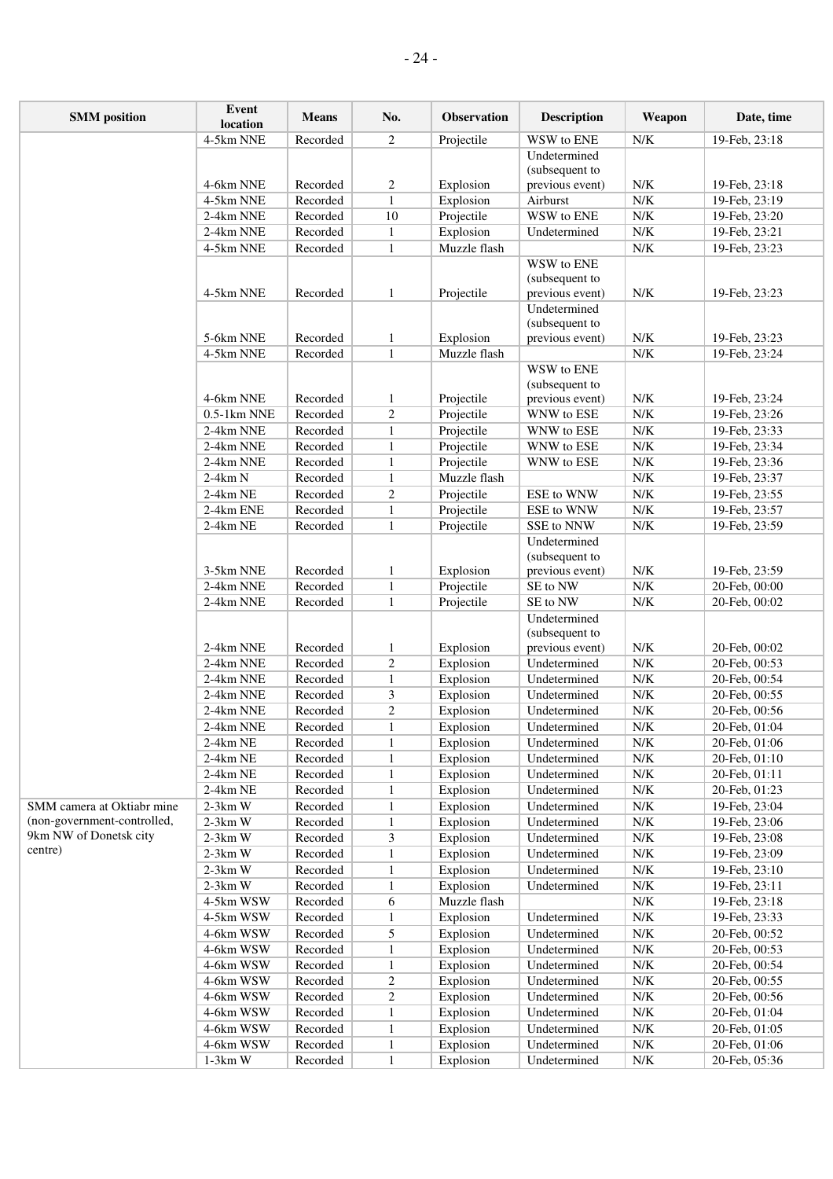| SMM position | Event location | Means | No. | Observation | Description | Weapon | Date, time |
|---|---|---|---|---|---|---|---|
| | 4-5km NNE | Recorded | 2 | Projectile | WSW to ENE | N/K | 19-Feb, 23:18 |
| | 4-6km NNE | Recorded | 2 | Explosion | Undetermined (subsequent to previous event) | N/K | 19-Feb, 23:18 |
| | 4-5km NNE | Recorded | 1 | Explosion | Airburst | N/K | 19-Feb, 23:19 |
| | 2-4km NNE | Recorded | 10 | Projectile | WSW to ENE | N/K | 19-Feb, 23:20 |
| | 2-4km NNE | Recorded | 1 | Explosion | Undetermined | N/K | 19-Feb, 23:21 |
| | 4-5km NNE | Recorded | 1 | Muzzle flash | | N/K | 19-Feb, 23:23 |
| | 4-5km NNE | Recorded | 1 | Projectile | WSW to ENE (subsequent to previous event) | N/K | 19-Feb, 23:23 |
| | 5-6km NNE | Recorded | 1 | Explosion | Undetermined (subsequent to previous event) | N/K | 19-Feb, 23:23 |
| | 4-5km NNE | Recorded | 1 | Muzzle flash | | N/K | 19-Feb, 23:24 |
| | 4-6km NNE | Recorded | 1 | Projectile | WSW to ENE (subsequent to previous event) | N/K | 19-Feb, 23:24 |
| | 0.5-1km NNE | Recorded | 2 | Projectile | WNW to ESE | N/K | 19-Feb, 23:26 |
| | 2-4km NNE | Recorded | 1 | Projectile | WNW to ESE | N/K | 19-Feb, 23:33 |
| | 2-4km NNE | Recorded | 1 | Projectile | WNW to ESE | N/K | 19-Feb, 23:34 |
| | 2-4km NNE | Recorded | 1 | Projectile | WNW to ESE | N/K | 19-Feb, 23:36 |
| | 2-4km N | Recorded | 1 | Muzzle flash | | N/K | 19-Feb, 23:37 |
| | 2-4km NE | Recorded | 2 | Projectile | ESE to WNW | N/K | 19-Feb, 23:55 |
| | 2-4km ENE | Recorded | 1 | Projectile | ESE to WNW | N/K | 19-Feb, 23:57 |
| | 2-4km NE | Recorded | 1 | Projectile | SSE to NNW | N/K | 19-Feb, 23:59 |
| | 3-5km NNE | Recorded | 1 | Explosion | Undetermined (subsequent to previous event) | N/K | 19-Feb, 23:59 |
| | 2-4km NNE | Recorded | 1 | Projectile | SE to NW | N/K | 20-Feb, 00:00 |
| | 2-4km NNE | Recorded | 1 | Projectile | SE to NW | N/K | 20-Feb, 00:02 |
| | 2-4km NNE | Recorded | 1 | Explosion | Undetermined (subsequent to previous event) | N/K | 20-Feb, 00:02 |
| | 2-4km NNE | Recorded | 2 | Explosion | Undetermined | N/K | 20-Feb, 00:53 |
| | 2-4km NNE | Recorded | 1 | Explosion | Undetermined | N/K | 20-Feb, 00:54 |
| | 2-4km NNE | Recorded | 3 | Explosion | Undetermined | N/K | 20-Feb, 00:55 |
| | 2-4km NNE | Recorded | 2 | Explosion | Undetermined | N/K | 20-Feb, 00:56 |
| | 2-4km NNE | Recorded | 1 | Explosion | Undetermined | N/K | 20-Feb, 01:04 |
| | 2-4km NE | Recorded | 1 | Explosion | Undetermined | N/K | 20-Feb, 01:06 |
| | 2-4km NE | Recorded | 1 | Explosion | Undetermined | N/K | 20-Feb, 01:10 |
| | 2-4km NE | Recorded | 1 | Explosion | Undetermined | N/K | 20-Feb, 01:11 |
| | 2-4km NE | Recorded | 1 | Explosion | Undetermined | N/K | 20-Feb, 01:23 |
| SMM camera at Oktiabr mine (non-government-controlled, 9km NW of Donetsk city centre) | 2-3km W | Recorded | 1 | Explosion | Undetermined | N/K | 19-Feb, 23:04 |
| | 2-3km W | Recorded | 1 | Explosion | Undetermined | N/K | 19-Feb, 23:06 |
| | 2-3km W | Recorded | 3 | Explosion | Undetermined | N/K | 19-Feb, 23:08 |
| | 2-3km W | Recorded | 1 | Explosion | Undetermined | N/K | 19-Feb, 23:09 |
| | 2-3km W | Recorded | 1 | Explosion | Undetermined | N/K | 19-Feb, 23:10 |
| | 2-3km W | Recorded | 1 | Explosion | Undetermined | N/K | 19-Feb, 23:11 |
| | 4-5km WSW | Recorded | 6 | Muzzle flash | | N/K | 19-Feb, 23:18 |
| | 4-5km WSW | Recorded | 1 | Explosion | Undetermined | N/K | 19-Feb, 23:33 |
| | 4-6km WSW | Recorded | 5 | Explosion | Undetermined | N/K | 20-Feb, 00:52 |
| | 4-6km WSW | Recorded | 1 | Explosion | Undetermined | N/K | 20-Feb, 00:53 |
| | 4-6km WSW | Recorded | 1 | Explosion | Undetermined | N/K | 20-Feb, 00:54 |
| | 4-6km WSW | Recorded | 2 | Explosion | Undetermined | N/K | 20-Feb, 00:55 |
| | 4-6km WSW | Recorded | 2 | Explosion | Undetermined | N/K | 20-Feb, 00:56 |
| | 4-6km WSW | Recorded | 1 | Explosion | Undetermined | N/K | 20-Feb, 01:04 |
| | 4-6km WSW | Recorded | 1 | Explosion | Undetermined | N/K | 20-Feb, 01:05 |
| | 4-6km WSW | Recorded | 1 | Explosion | Undetermined | N/K | 20-Feb, 01:06 |
| | 1-3km W | Recorded | 1 | Explosion | Undetermined | N/K | 20-Feb, 05:36 |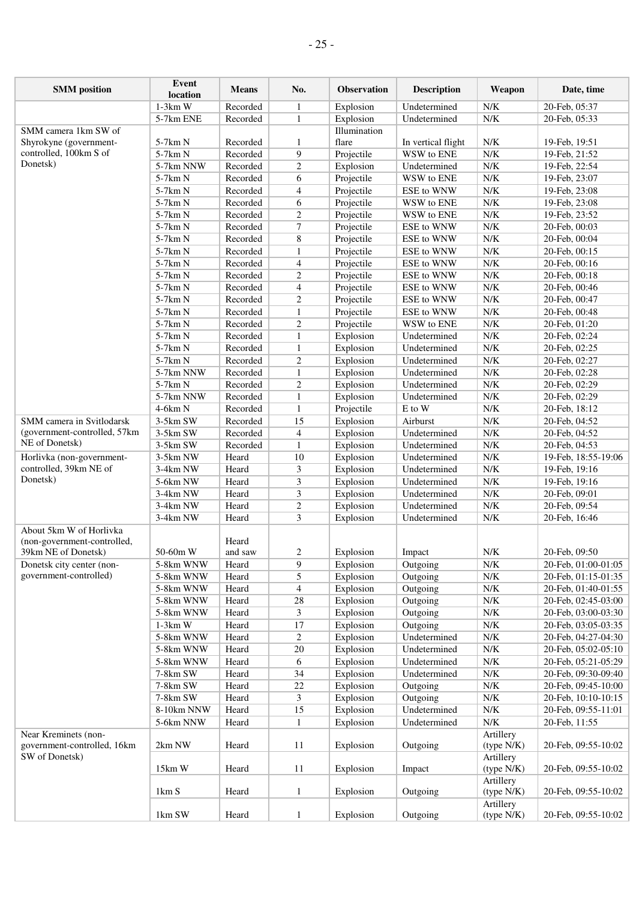| SMM position | Event location | Means | No. | Observation | Description | Weapon | Date, time |
|---|---|---|---|---|---|---|---|
| | 1-3km W | Recorded | 1 | Explosion | Undetermined | N/K | 20-Feb, 05:37 |
| | 5-7km ENE | Recorded | 1 | Explosion | Undetermined | N/K | 20-Feb, 05:33 |
| SMM camera 1km SW of Shyrokyne (government-controlled, 100km S of Donetsk) | 5-7km N | Recorded | 1 | Illumination flare | In vertical flight | N/K | 19-Feb, 19:51 |
| | 5-7km N | Recorded | 9 | Projectile | WSW to ENE | N/K | 19-Feb, 21:52 |
| | 5-7km NNW | Recorded | 2 | Explosion | Undetermined | N/K | 19-Feb, 22:54 |
| | 5-7km N | Recorded | 6 | Projectile | WSW to ENE | N/K | 19-Feb, 23:07 |
| | 5-7km N | Recorded | 4 | Projectile | ESE to WNW | N/K | 19-Feb, 23:08 |
| | 5-7km N | Recorded | 6 | Projectile | WSW to ENE | N/K | 19-Feb, 23:08 |
| | 5-7km N | Recorded | 2 | Projectile | WSW to ENE | N/K | 19-Feb, 23:52 |
| | 5-7km N | Recorded | 7 | Projectile | ESE to WNW | N/K | 20-Feb, 00:03 |
| | 5-7km N | Recorded | 8 | Projectile | ESE to WNW | N/K | 20-Feb, 00:04 |
| | 5-7km N | Recorded | 1 | Projectile | ESE to WNW | N/K | 20-Feb, 00:15 |
| | 5-7km N | Recorded | 4 | Projectile | ESE to WNW | N/K | 20-Feb, 00:16 |
| | 5-7km N | Recorded | 2 | Projectile | ESE to WNW | N/K | 20-Feb, 00:18 |
| | 5-7km N | Recorded | 4 | Projectile | ESE to WNW | N/K | 20-Feb, 00:46 |
| | 5-7km N | Recorded | 2 | Projectile | ESE to WNW | N/K | 20-Feb, 00:47 |
| | 5-7km N | Recorded | 1 | Projectile | ESE to WNW | N/K | 20-Feb, 00:48 |
| | 5-7km N | Recorded | 2 | Projectile | WSW to ENE | N/K | 20-Feb, 01:20 |
| | 5-7km N | Recorded | 1 | Explosion | Undetermined | N/K | 20-Feb, 02:24 |
| | 5-7km N | Recorded | 1 | Explosion | Undetermined | N/K | 20-Feb, 02:25 |
| | 5-7km N | Recorded | 2 | Explosion | Undetermined | N/K | 20-Feb, 02:27 |
| | 5-7km NNW | Recorded | 1 | Explosion | Undetermined | N/K | 20-Feb, 02:28 |
| | 5-7km N | Recorded | 2 | Explosion | Undetermined | N/K | 20-Feb, 02:29 |
| | 5-7km NNW | Recorded | 1 | Explosion | Undetermined | N/K | 20-Feb, 02:29 |
| | 4-6km N | Recorded | 1 | Projectile | E to W | N/K | 20-Feb, 18:12 |
| SMM camera in Svitlodarsk (government-controlled, 57km NE of Donetsk) | 3-5km SW | Recorded | 15 | Explosion | Airburst | N/K | 20-Feb, 04:52 |
| | 3-5km SW | Recorded | 4 | Explosion | Undetermined | N/K | 20-Feb, 04:52 |
| | 3-5km SW | Recorded | 1 | Explosion | Undetermined | N/K | 20-Feb, 04:53 |
| Horlivka (non-government-controlled, 39km NE of Donetsk) | 3-5km NW | Heard | 10 | Explosion | Undetermined | N/K | 19-Feb, 18:55-19:06 |
| | 3-4km NW | Heard | 3 | Explosion | Undetermined | N/K | 19-Feb, 19:16 |
| | 5-6km NW | Heard | 3 | Explosion | Undetermined | N/K | 19-Feb, 19:16 |
| | 3-4km NW | Heard | 3 | Explosion | Undetermined | N/K | 20-Feb, 09:01 |
| | 3-4km NW | Heard | 2 | Explosion | Undetermined | N/K | 20-Feb, 09:54 |
| | 3-4km NW | Heard | 3 | Explosion | Undetermined | N/K | 20-Feb, 16:46 |
| About 5km W of Horlivka (non-government-controlled, 39km NE of Donetsk) | 50-60m W | Heard and saw | 2 | Explosion | Impact | N/K | 20-Feb, 09:50 |
| Donetsk city center (non-government-controlled) | 5-8km WNW | Heard | 9 | Explosion | Outgoing | N/K | 20-Feb, 01:00-01:05 |
| | 5-8km WNW | Heard | 5 | Explosion | Outgoing | N/K | 20-Feb, 01:15-01:35 |
| | 5-8km WNW | Heard | 4 | Explosion | Outgoing | N/K | 20-Feb, 01:40-01:55 |
| | 5-8km WNW | Heard | 28 | Explosion | Outgoing | N/K | 20-Feb, 02:45-03:00 |
| | 5-8km WNW | Heard | 3 | Explosion | Outgoing | N/K | 20-Feb, 03:00-03:30 |
| | 1-3km W | Heard | 17 | Explosion | Outgoing | N/K | 20-Feb, 03:05-03:35 |
| | 5-8km WNW | Heard | 2 | Explosion | Undetermined | N/K | 20-Feb, 04:27-04:30 |
| | 5-8km WNW | Heard | 20 | Explosion | Undetermined | N/K | 20-Feb, 05:02-05:10 |
| | 5-8km WNW | Heard | 6 | Explosion | Undetermined | N/K | 20-Feb, 05:21-05:29 |
| | 7-8km SW | Heard | 34 | Explosion | Undetermined | N/K | 20-Feb, 09:30-09:40 |
| | 7-8km SW | Heard | 22 | Explosion | Outgoing | N/K | 20-Feb, 09:45-10:00 |
| | 7-8km SW | Heard | 3 | Explosion | Outgoing | N/K | 20-Feb, 10:10-10:15 |
| | 8-10km NNW | Heard | 15 | Explosion | Undetermined | N/K | 20-Feb, 09:55-11:01 |
| | 5-6km NNW | Heard | 1 | Explosion | Undetermined | N/K | 20-Feb, 11:55 |
| Near Kreminets (non-government-controlled, 16km SW of Donetsk) | 2km NW | Heard | 11 | Explosion | Outgoing | Artillery (type N/K) | 20-Feb, 09:55-10:02 |
| | 15km W | Heard | 11 | Explosion | Impact | Artillery (type N/K) | 20-Feb, 09:55-10:02 |
| | 1km S | Heard | 1 | Explosion | Outgoing | Artillery (type N/K) | 20-Feb, 09:55-10:02 |
| | 1km SW | Heard | 1 | Explosion | Outgoing | Artillery (type N/K) | 20-Feb, 09:55-10:02 |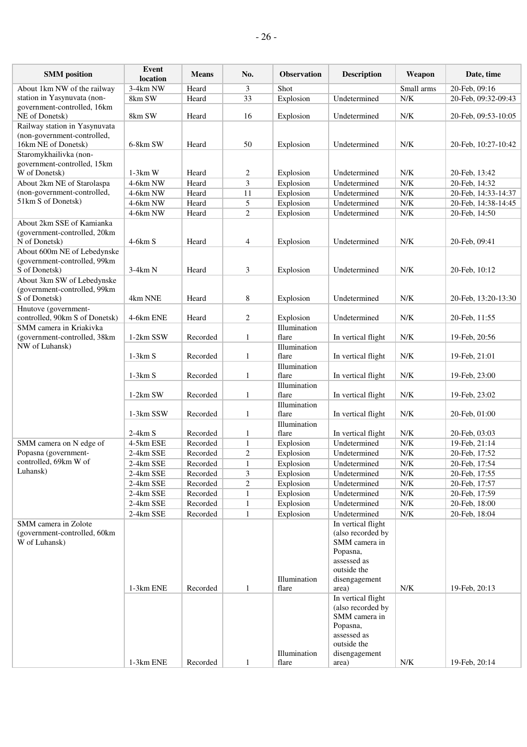| SMM position | Event location | Means | No. | Observation | Description | Weapon | Date, time |
|---|---|---|---|---|---|---|---|
| About 1km NW of the railway station in Yasynuvata (non-government-controlled, 16km NE of Donetsk) | 3-4km NW | Heard | 3 | Shot | | Small arms | 20-Feb, 09:16 |
| | 8km SW | Heard | 33 | Explosion | Undetermined | N/K | 20-Feb, 09:32-09:43 |
| | 8km SW | Heard | 16 | Explosion | Undetermined | N/K | 20-Feb, 09:53-10:05 |
| Railway station in Yasynuvata (non-government-controlled, 16km NE of Donetsk) | 6-8km SW | Heard | 50 | Explosion | Undetermined | N/K | 20-Feb, 10:27-10:42 |
| Staromykhailivka (non-government-controlled, 15km W of Donetsk) | 1-3km W | Heard | 2 | Explosion | Undetermined | N/K | 20-Feb, 13:42 |
| About 2km NE of Starolaspa (non-government-controlled, 51km S of Donetsk) | 4-6km NW | Heard | 3 | Explosion | Undetermined | N/K | 20-Feb, 14:32 |
| | 4-6km NW | Heard | 11 | Explosion | Undetermined | N/K | 20-Feb, 14:33-14:37 |
| | 4-6km NW | Heard | 5 | Explosion | Undetermined | N/K | 20-Feb, 14:38-14:45 |
| | 4-6km NW | Heard | 2 | Explosion | Undetermined | N/K | 20-Feb, 14:50 |
| About 2km SSE of Kamianka (government-controlled, 20km N of Donetsk) | 4-6km S | Heard | 4 | Explosion | Undetermined | N/K | 20-Feb, 09:41 |
| About 600m NE of Lebedynske (government-controlled, 99km S of Donetsk) | 3-4km N | Heard | 3 | Explosion | Undetermined | N/K | 20-Feb, 10:12 |
| About 3km SW of Lebedynske (government-controlled, 99km S of Donetsk) | 4km NNE | Heard | 8 | Explosion | Undetermined | N/K | 20-Feb, 13:20-13:30 |
| Hnutove (government-controlled, 90km S of Donetsk) | 4-6km ENE | Heard | 2 | Explosion | Undetermined | N/K | 20-Feb, 11:55 |
| SMM camera in Kriakivka (government-controlled, 38km NW of Luhansk) | 1-2km SSW | Recorded | 1 | Illumination flare | In vertical flight | N/K | 19-Feb, 20:56 |
| | 1-3km S | Recorded | 1 | Illumination flare | In vertical flight | N/K | 19-Feb, 21:01 |
| | 1-3km S | Recorded | 1 | Illumination flare | In vertical flight | N/K | 19-Feb, 23:00 |
| | 1-2km SW | Recorded | 1 | Illumination flare | In vertical flight | N/K | 19-Feb, 23:02 |
| | 1-3km SSW | Recorded | 1 | Illumination flare | In vertical flight | N/K | 20-Feb, 01:00 |
| | 2-4km S | Recorded | 1 | Illumination flare | In vertical flight | N/K | 20-Feb, 03:03 |
| SMM camera on N edge of Popasna (government-controlled, 69km W of Luhansk) | 4-5km ESE | Recorded | 1 | Explosion | Undetermined | N/K | 19-Feb, 21:14 |
| | 2-4km SSE | Recorded | 2 | Explosion | Undetermined | N/K | 20-Feb, 17:52 |
| | 2-4km SSE | Recorded | 1 | Explosion | Undetermined | N/K | 20-Feb, 17:54 |
| | 2-4km SSE | Recorded | 3 | Explosion | Undetermined | N/K | 20-Feb, 17:55 |
| | 2-4km SSE | Recorded | 2 | Explosion | Undetermined | N/K | 20-Feb, 17:57 |
| | 2-4km SSE | Recorded | 1 | Explosion | Undetermined | N/K | 20-Feb, 17:59 |
| | 2-4km SSE | Recorded | 1 | Explosion | Undetermined | N/K | 20-Feb, 18:00 |
| | 2-4km SSE | Recorded | 1 | Explosion | Undetermined | N/K | 20-Feb, 18:04 |
| SMM camera in Zolote (government-controlled, 60km W of Luhansk) | 1-3km ENE | Recorded | 1 | Illumination flare | In vertical flight (also recorded by SMM camera in Popasna, assessed as outside the disengagement area) | N/K | 19-Feb, 20:13 |
| | 1-3km ENE | Recorded | 1 | Illumination flare | In vertical flight (also recorded by SMM camera in Popasna, assessed as outside the disengagement area) | N/K | 19-Feb, 20:14 |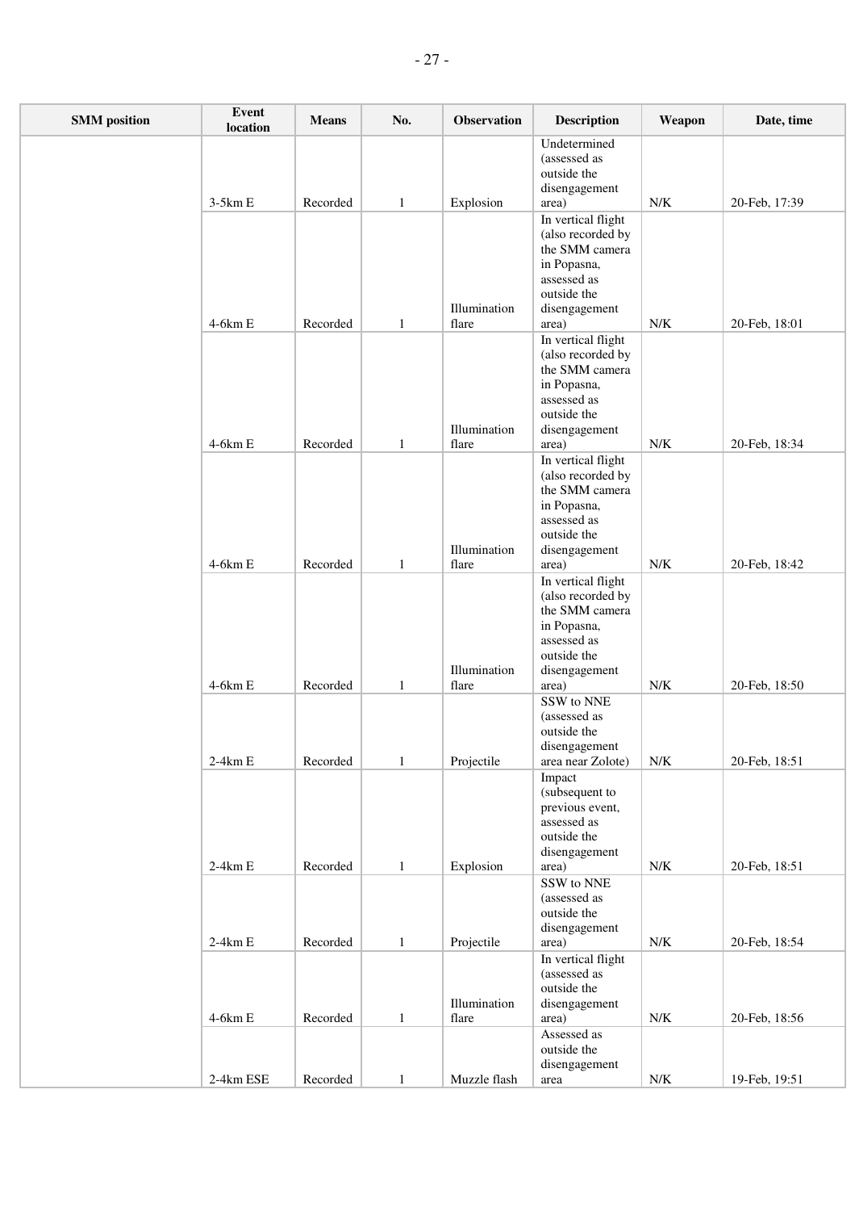| SMM position | Event location | Means | No. | Observation | Description | Weapon | Date, time |
|---|---|---|---|---|---|---|---|
| | 3-5km E | Recorded | 1 | Explosion | Undetermined (assessed as outside the disengagement area) | N/K | 20-Feb, 17:39 |
| | 4-6km E | Recorded | 1 | Illumination flare | In vertical flight (also recorded by the SMM camera in Popasna, assessed as outside the disengagement area) | N/K | 20-Feb, 18:01 |
| | 4-6km E | Recorded | 1 | Illumination flare | In vertical flight (also recorded by the SMM camera in Popasna, assessed as outside the disengagement area) | N/K | 20-Feb, 18:34 |
| | 4-6km E | Recorded | 1 | Illumination flare | In vertical flight (also recorded by the SMM camera in Popasna, assessed as outside the disengagement area) | N/K | 20-Feb, 18:42 |
| | 4-6km E | Recorded | 1 | Illumination flare | In vertical flight (also recorded by the SMM camera in Popasna, assessed as outside the disengagement area) | N/K | 20-Feb, 18:50 |
| | 2-4km E | Recorded | 1 | Projectile | SSW to NNE (assessed as outside the disengagement area near Zolote) | N/K | 20-Feb, 18:51 |
| | 2-4km E | Recorded | 1 | Explosion | Impact (subsequent to previous event, assessed as outside the disengagement area) | N/K | 20-Feb, 18:51 |
| | 2-4km E | Recorded | 1 | Projectile | SSW to NNE (assessed as outside the disengagement area) | N/K | 20-Feb, 18:54 |
| | 4-6km E | Recorded | 1 | Illumination flare | In vertical flight (assessed as outside the disengagement area) | N/K | 20-Feb, 18:56 |
| | 2-4km ESE | Recorded | 1 | Muzzle flash | Assessed as outside the disengagement area | N/K | 19-Feb, 19:51 |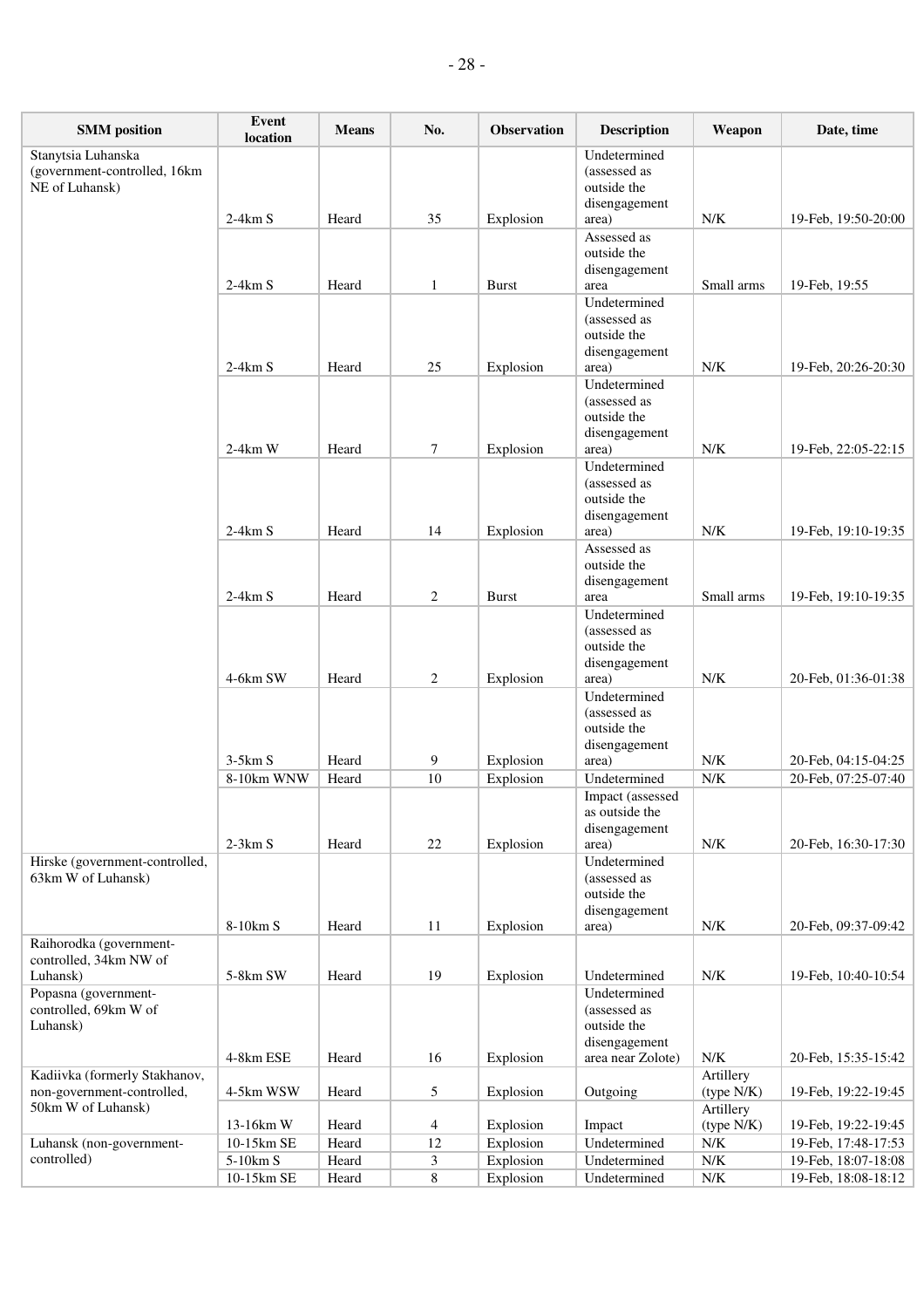| SMM position | Event location | Means | No. | Observation | Description | Weapon | Date, time |
|---|---|---|---|---|---|---|---|
| Stanytsia Luhanska (government-controlled, 16km NE of Luhansk) | 2-4km S | Heard | 35 | Explosion | Undetermined (assessed as outside the disengagement area) | N/K | 19-Feb, 19:50-20:00 |
| | 2-4km S | Heard | 1 | Burst | Assessed as outside the disengagement area | Small arms | 19-Feb, 19:55 |
| | 2-4km S | Heard | 25 | Explosion | Undetermined (assessed as outside the disengagement area) | N/K | 19-Feb, 20:26-20:30 |
| | 2-4km W | Heard | 7 | Explosion | Undetermined (assessed as outside the disengagement area) | N/K | 19-Feb, 22:05-22:15 |
| | 2-4km S | Heard | 14 | Explosion | Undetermined (assessed as outside the disengagement area) | N/K | 19-Feb, 19:10-19:35 |
| | 2-4km S | Heard | 2 | Burst | Assessed as outside the disengagement area | Small arms | 19-Feb, 19:10-19:35 |
| | 4-6km SW | Heard | 2 | Explosion | Undetermined (assessed as outside the disengagement area) | N/K | 20-Feb, 01:36-01:38 |
| | 3-5km S | Heard | 9 | Explosion | Undetermined (assessed as outside the disengagement area) | N/K | 20-Feb, 04:15-04:25 |
| | 8-10km WNW | Heard | 10 | Explosion | Undetermined | N/K | 20-Feb, 07:25-07:40 |
| | 2-3km S | Heard | 22 | Explosion | Impact (assessed as outside the disengagement area) | N/K | 20-Feb, 16:30-17:30 |
| Hirske (government-controlled, 63km W of Luhansk) | 8-10km S | Heard | 11 | Explosion | Undetermined (assessed as outside the disengagement area) | N/K | 20-Feb, 09:37-09:42 |
| Raihorodka (government-controlled, 34km NW of Luhansk) | 5-8km SW | Heard | 19 | Explosion | Undetermined | N/K | 19-Feb, 10:40-10:54 |
| Popasna (government-controlled, 69km W of Luhansk) | 4-8km ESE | Heard | 16 | Explosion | Undetermined (assessed as outside the disengagement area near Zolote) | N/K | 20-Feb, 15:35-15:42 |
| Kadiivka (formerly Stakhanov, non-government-controlled, 50km W of Luhansk) | 4-5km WSW | Heard | 5 | Explosion | Outgoing | Artillery (type N/K) | 19-Feb, 19:22-19:45 |
| | 13-16km W | Heard | 4 | Explosion | Impact | Artillery (type N/K) | 19-Feb, 19:22-19:45 |
| Luhansk (non-government-controlled) | 10-15km SE | Heard | 12 | Explosion | Undetermined | N/K | 19-Feb, 17:48-17:53 |
| | 5-10km S | Heard | 3 | Explosion | Undetermined | N/K | 19-Feb, 18:07-18:08 |
| | 10-15km SE | Heard | 8 | Explosion | Undetermined | N/K | 19-Feb, 18:08-18:12 |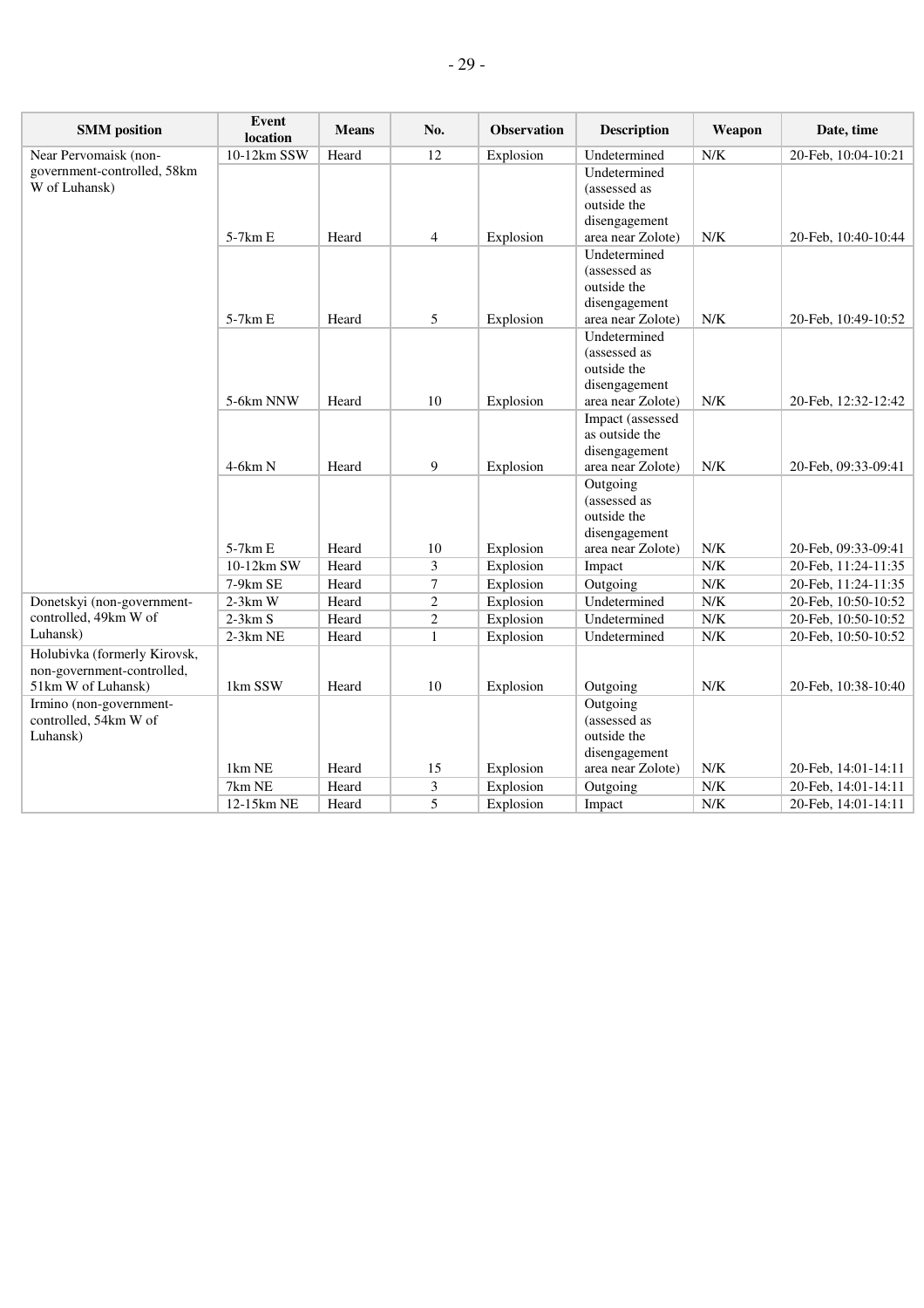| SMM position | Event location | Means | No. | Observation | Description | Weapon | Date, time |
|---|---|---|---|---|---|---|---|
| Near Pervomaisk (non-government-controlled, 58km W of Luhansk) | 10-12km SSW | Heard | 12 | Explosion | Undetermined | N/K | 20-Feb, 10:04-10:21 |
| | 5-7km E | Heard | 4 | Explosion | Undetermined (assessed as outside the disengagement area near Zolote | N/K | 20-Feb, 10:40-10:44 |
| | 5-7km E | Heard | 5 | Explosion | Undetermined (assessed as outside the disengagement area near Zolote) | N/K | 20-Feb, 10:49-10:52 |
| | 5-6km NNW | Heard | 10 | Explosion | Undetermined (assessed as outside the disengagement area near Zolote) | N/K | 20-Feb, 12:32-12:42 |
| | 4-6km N | Heard | 9 | Explosion | Impact (assessed as outside the disengagement area near Zolote) | N/K | 20-Feb, 09:33-09:41 |
| | 5-7km E | Heard | 10 | Explosion | Outgoing (assessed as outside the disengagement area near Zolote) | N/K | 20-Feb, 09:33-09:41 |
| | 10-12km SW | Heard | 3 | Explosion | Impact | N/K | 20-Feb, 11:24-11:35 |
| | 7-9km SE | Heard | 7 | Explosion | Outgoing | N/K | 20-Feb, 11:24-11:35 |
| Donetskyi (non-government-controlled, 49km W of Luhansk) | 2-3km W | Heard | 2 | Explosion | Undetermined | N/K | 20-Feb, 10:50-10:52 |
| | 2-3km S | Heard | 2 | Explosion | Undetermined | N/K | 20-Feb, 10:50-10:52 |
| | 2-3km NE | Heard | 1 | Explosion | Undetermined | N/K | 20-Feb, 10:50-10:52 |
| Holubivka (formerly Kirovsk, non-government-controlled, 51km W of Luhansk) | 1km SSW | Heard | 10 | Explosion | Outgoing | N/K | 20-Feb, 10:38-10:40 |
| Irmino (non-government-controlled, 54km W of Luhansk) | 1km NE | Heard | 15 | Explosion | Outgoing (assessed as outside the disengagement area near Zolote) | N/K | 20-Feb, 14:01-14:11 |
| | 7km NE | Heard | 3 | Explosion | Outgoing | N/K | 20-Feb, 14:01-14:11 |
| | 12-15km NE | Heard | 5 | Explosion | Impact | N/K | 20-Feb, 14:01-14:11 |